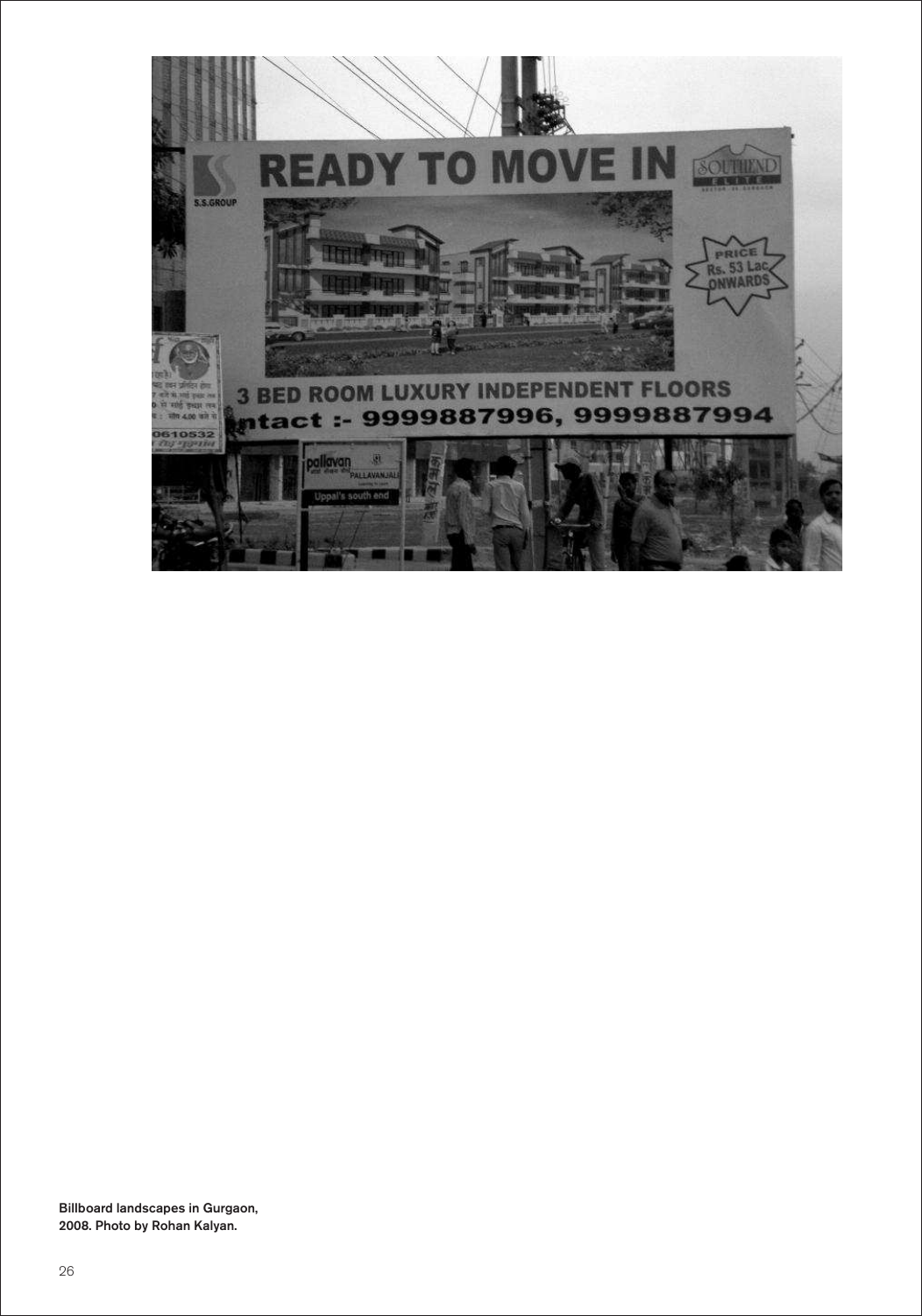**Billboard landscapes in Gurgaon, 2008. Photo by Rohan Kalyan.**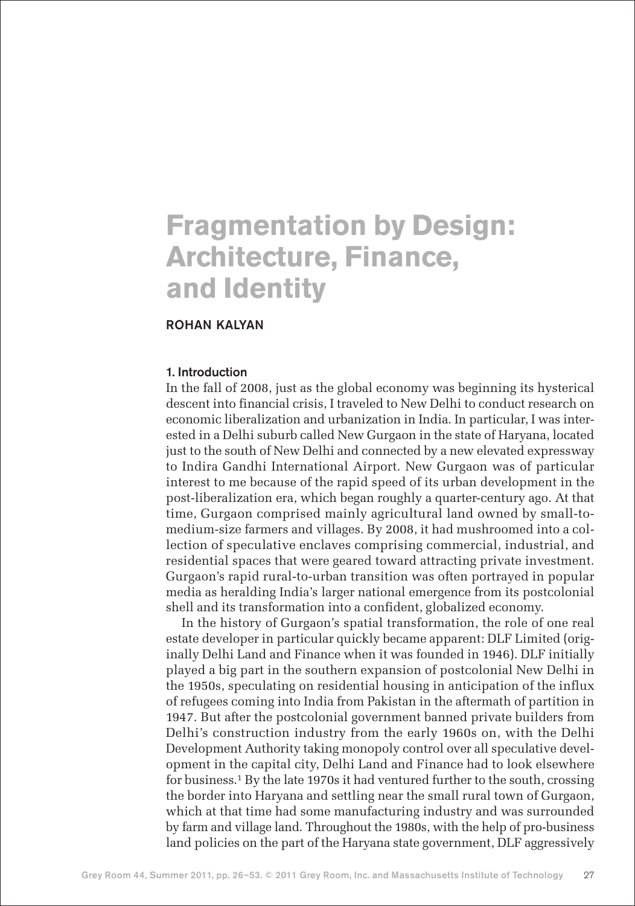# Fragmentation by Design: Architecture, Finance, and Identity

**ROHAN KALYAN**

### 1. Introduction

In the fall of 2008, just as the global economy was beginning its hysterical descent into financial crisis, I traveled to New Delhi to conduct research on economic liberalization and urbanization in India. In particular, I was interested in a Delhi suburb called New Gurgaon in the state of Haryana, located just to the south of New Delhi and connected by a new elevated expressway to Indira Gandhi International Airport. New Gurgaon was of particular interest to me because of the rapid speed of its urban development in the post-liberalization era, which began roughly a quarter-century ago. At that time, Gurgaon comprised mainly agricultural land owned by small-to-medium-size farmers and villages. By 2008, it had mushroomed into a collection of speculative enclaves comprising commercial, industrial, and residential spaces that were geared toward attracting private investment. Gurgaon's rapid rural-to-urban transition was often portrayed in popular media as heralding India's larger national emergence from its postcolonial shell and its transformation into a confident, globalized economy.

In the history of Gurgaon's spatial transformation, the role of one real estate developer in particular quickly became apparent: DLF Limited (originally Delhi Land and Finance when it was founded in 1946). DLF initially played a big part in the southern expansion of postcolonial New Delhi in the 1950s, speculating on residential housing in anticipation of the influx of refugees coming into India from Pakistan in the aftermath of partition in 1947. But after the postcolonial government banned private builders from Delhi's construction industry from the early 1960s on, with the Delhi Development Authority taking monopoly control over all speculative development in the capital city, Delhi Land and Finance had to look elsewhere for business.[1] By the late 1970s it had ventured further to the south, crossing the border into Haryana and settling near the small rural town of Gurgaon, which at that time had some manufacturing industry and was surrounded by farm and village land. Throughout the 1980s, with the help of pro-business land policies on the part of the Haryana state government, DLF aggressively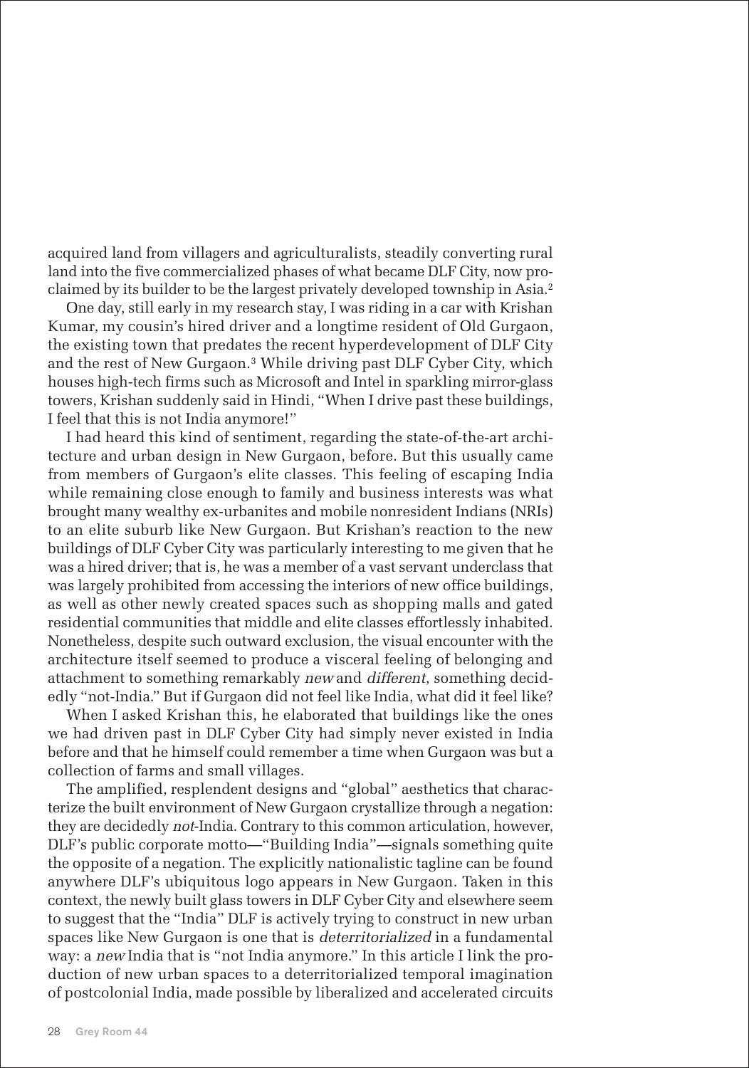acquired land from villagers and agriculturalists, steadily converting rural land into the five commercialized phases of what became DLF City, now proclaimed by its builder to be the largest privately developed township in Asia.[2]

One day, still early in my research stay, I was riding in a car with Krishan Kumar, my cousin's hired driver and a longtime resident of Old Gurgaon, the existing town that predates the recent hyperdevelopment of DLF City and the rest of New Gurgaon.[3] While driving past DLF Cyber City, which houses high-tech firms such as Microsoft and Intel in sparkling mirror-glass towers, Krishan suddenly said in Hindi, "When I drive past these buildings, I feel that this is not India anymore!"

I had heard this kind of sentiment, regarding the state-of-the-art architecture and urban design in New Gurgaon, before. But this usually came from members of Gurgaon's elite classes. This feeling of escaping India while remaining close enough to family and business interests was what brought many wealthy ex-urbanites and mobile nonresident Indians (NRIs) to an elite suburb like New Gurgaon. But Krishan's reaction to the new buildings of DLF Cyber City was particularly interesting to me given that he was a hired driver; that is, he was a member of a vast servant underclass that was largely prohibited from accessing the interiors of new office buildings, as well as other newly created spaces such as shopping malls and gated residential communities that middle and elite classes effortlessly inhabited. Nonetheless, despite such outward exclusion, the visual encounter with the architecture itself seemed to produce a visceral feeling of belonging and attachment to something remarkably *new* and *different*, something decidedly "not-India." But if Gurgaon did not feel like India, what did it feel like?

When I asked Krishan this, he elaborated that buildings like the ones we had driven past in DLF Cyber City had simply never existed in India before and that he himself could remember a time when Gurgaon was but a collection of farms and small villages.

The amplified, resplendent designs and "global" aesthetics that characterize the built environment of New Gurgaon crystallize through a negation: they are decidedly *not*-India. Contrary to this common articulation, however, DLF's public corporate motto—"Building India"—signals something quite the opposite of a negation. The explicitly nationalistic tagline can be found anywhere DLF's ubiquitous logo appears in New Gurgaon. Taken in this context, the newly built glass towers in DLF Cyber City and elsewhere seem to suggest that the "India" DLF is actively trying to construct in new urban spaces like New Gurgaon is one that is *deterritorialized* in a fundamental way: a *new* India that is "not India anymore." In this article I link the production of new urban spaces to a deterritorialized temporal imagination of postcolonial India, made possible by liberalized and accelerated circuits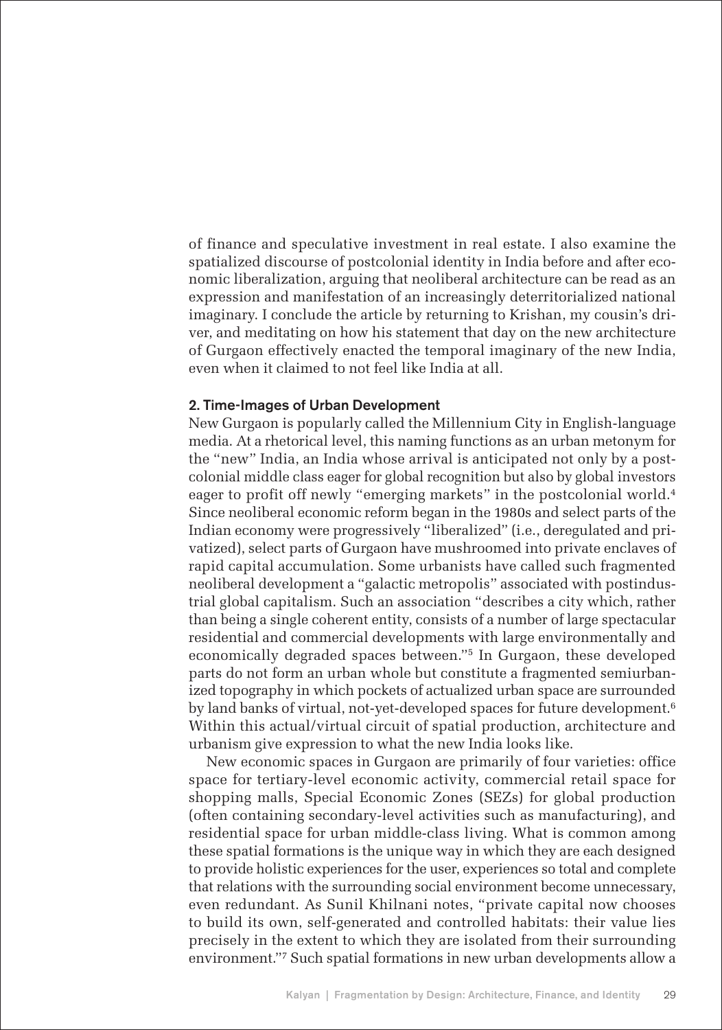of finance and speculative investment in real estate. I also examine the spatialized discourse of postcolonial identity in India before and after economic liberalization, arguing that neoliberal architecture can be read as an expression and manifestation of an increasingly deterritorialized national imaginary. I conclude the article by returning to Krishan, my cousin's driver, and meditating on how his statement that day on the new architecture of Gurgaon effectively enacted the temporal imaginary of the new India, even when it claimed to not feel like India at all.

## 2. Time-Images of Urban Development

New Gurgaon is popularly called the Millennium City in English-language media. At a rhetorical level, this naming functions as an urban metonym for the "new" India, an India whose arrival is anticipated not only by a postcolonial middle class eager for global recognition but also by global investors eager to profit off newly "emerging markets" in the postcolonial world.[4] Since neoliberal economic reform began in the 1980s and select parts of the Indian economy were progressively "liberalized" (i.e., deregulated and privatized), select parts of Gurgaon have mushroomed into private enclaves of rapid capital accumulation. Some urbanists have called such fragmented neoliberal development a "galactic metropolis" associated with postindustrial global capitalism. Such an association "describes a city which, rather than being a single coherent entity, consists of a number of large spectacular residential and commercial developments with large environmentally and economically degraded spaces between."[5] In Gurgaon, these developed parts do not form an urban whole but constitute a fragmented semiurbanized topography in which pockets of actualized urban space are surrounded by land banks of virtual, not-yet-developed spaces for future development.[6] Within this actual/virtual circuit of spatial production, architecture and urbanism give expression to what the new India looks like.

New economic spaces in Gurgaon are primarily of four varieties: office space for tertiary-level economic activity, commercial retail space for shopping malls, Special Economic Zones (SEZs) for global production (often containing secondary-level activities such as manufacturing), and residential space for urban middle-class living. What is common among these spatial formations is the unique way in which they are each designed to provide holistic experiences for the user, experiences so total and complete that relations with the surrounding social environment become unnecessary, even redundant. As Sunil Khilnani notes, "private capital now chooses to build its own, self-generated and controlled habitats: their value lies precisely in the extent to which they are isolated from their surrounding environment."[7] Such spatial formations in new urban developments allow a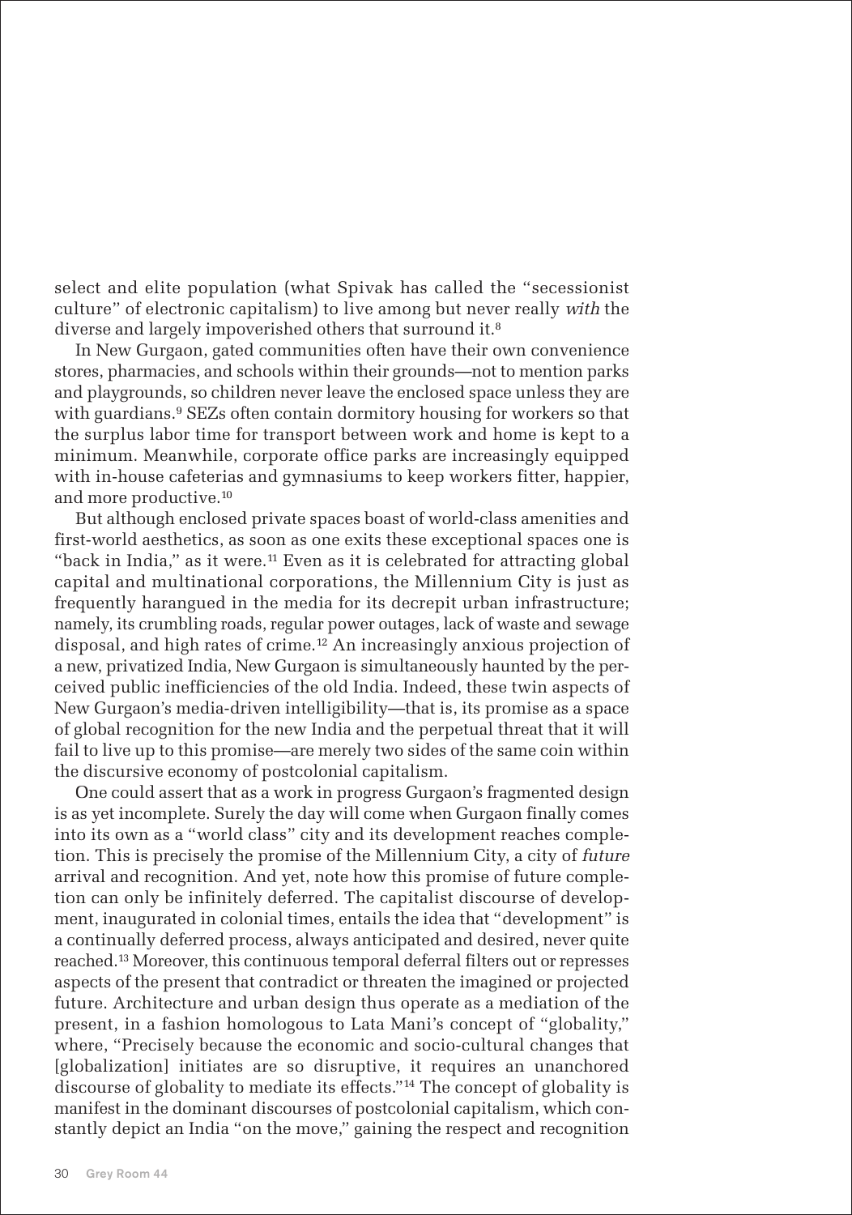select and elite population (what Spivak has called the "secessionist culture" of electronic capitalism) to live among but never really *with* the diverse and largely impoverished others that surround it.[8]

In New Gurgaon, gated communities often have their own convenience stores, pharmacies, and schools within their grounds—not to mention parks and playgrounds, so children never leave the enclosed space unless they are with guardians.[9] SEZs often contain dormitory housing for workers so that the surplus labor time for transport between work and home is kept to a minimum. Meanwhile, corporate office parks are increasingly equipped with in-house cafeterias and gymnasiums to keep workers fitter, happier, and more productive.[10]

But although enclosed private spaces boast of world-class amenities and first-world aesthetics, as soon as one exits these exceptional spaces one is "back in India," as it were.[11] Even as it is celebrated for attracting global capital and multinational corporations, the Millennium City is just as frequently harangued in the media for its decrepit urban infrastructure; namely, its crumbling roads, regular power outages, lack of waste and sewage disposal, and high rates of crime.[12] An increasingly anxious projection of a new, privatized India, New Gurgaon is simultaneously haunted by the perceived public inefficiencies of the old India. Indeed, these twin aspects of New Gurgaon's media-driven intelligibility—that is, its promise as a space of global recognition for the new India and the perpetual threat that it will fail to live up to this promise—are merely two sides of the same coin within the discursive economy of postcolonial capitalism.

One could assert that as a work in progress Gurgaon's fragmented design is as yet incomplete. Surely the day will come when Gurgaon finally comes into its own as a "world class" city and its development reaches completion. This is precisely the promise of the Millennium City, a city of *future* arrival and recognition. And yet, note how this promise of future completion can only be infinitely deferred. The capitalist discourse of development, inaugurated in colonial times, entails the idea that "development" is a continually deferred process, always anticipated and desired, never quite reached.[13] Moreover, this continuous temporal deferral filters out or represses aspects of the present that contradict or threaten the imagined or projected future. Architecture and urban design thus operate as a mediation of the present, in a fashion homologous to Lata Mani's concept of "globality," where, "Precisely because the economic and socio-cultural changes that [globalization] initiates are so disruptive, it requires an unanchored discourse of globality to mediate its effects."[14] The concept of globality is manifest in the dominant discourses of postcolonial capitalism, which constantly depict an India "on the move," gaining the respect and recognition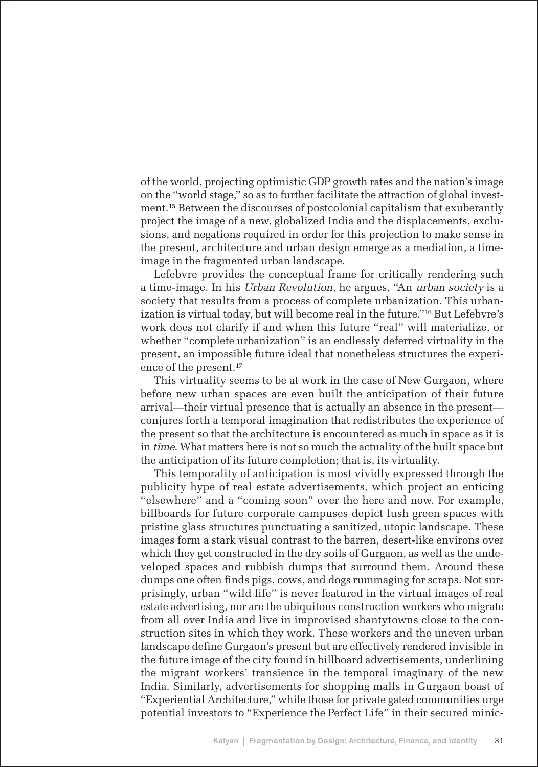of the world, projecting optimistic GDP growth rates and the nation's image on the "world stage," so as to further facilitate the attraction of global investment.[15] Between the discourses of postcolonial capitalism that exuberantly project the image of a new, globalized India and the displacements, exclusions, and negations required in order for this projection to make sense in the present, architecture and urban design emerge as a mediation, a time-image in the fragmented urban landscape.

Lefebvre provides the conceptual frame for critically rendering such a time-image. In his *Urban Revolution*, he argues, "An *urban society* is a society that results from a process of complete urbanization. This urbanization is virtual today, but will become real in the future."[16] But Lefebvre's work does not clarify if and when this future "real" will materialize, or whether "complete urbanization" is an endlessly deferred virtuality in the present, an impossible future ideal that nonetheless structures the experience of the present.[17]

This virtuality seems to be at work in the case of New Gurgaon, where before new urban spaces are even built the anticipation of their future arrival—their virtual presence that is actually an absence in the present—conjures forth a temporal imagination that redistributes the experience of the present so that the architecture is encountered as much in space as it is in *time*. What matters here is not so much the actuality of the built space but the anticipation of its future completion; that is, its virtuality.

This temporality of anticipation is most vividly expressed through the publicity hype of real estate advertisements, which project an enticing "elsewhere" and a "coming soon" over the here and now. For example, billboards for future corporate campuses depict lush green spaces with pristine glass structures punctuating a sanitized, utopic landscape. These images form a stark visual contrast to the barren, desert-like environs over which they get constructed in the dry soils of Gurgaon, as well as the undeveloped spaces and rubbish dumps that surround them. Around these dumps one often finds pigs, cows, and dogs rummaging for scraps. Not surprisingly, urban "wild life" is never featured in the virtual images of real estate advertising, nor are the ubiquitous construction workers who migrate from all over India and live in improvised shantytowns close to the construction sites in which they work. These workers and the uneven urban landscape define Gurgaon's present but are effectively rendered invisible in the future image of the city found in billboard advertisements, underlining the migrant workers' transience in the temporal imaginary of the new India. Similarly, advertisements for shopping malls in Gurgaon boast of "Experiential Architecture," while those for private gated communities urge potential investors to "Experience the Perfect Life" in their secured minic-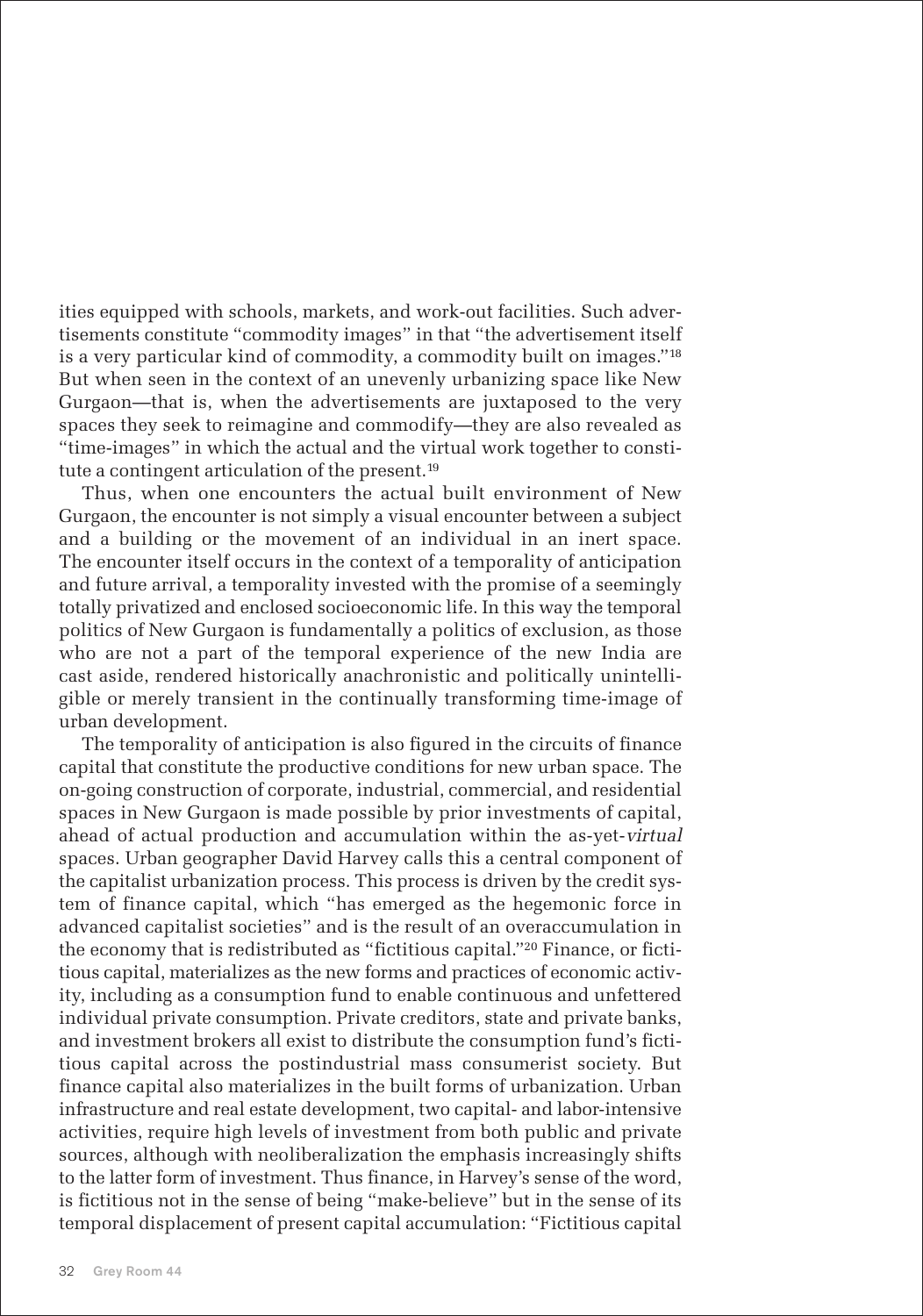ities equipped with schools, markets, and work-out facilities. Such advertisements constitute "commodity images" in that "the advertisement itself is a very particular kind of commodity, a commodity built on images."[18] But when seen in the context of an unevenly urbanizing space like New Gurgaon—that is, when the advertisements are juxtaposed to the very spaces they seek to reimagine and commodify—they are also revealed as "time-images" in which the actual and the virtual work together to constitute a contingent articulation of the present.[19]

Thus, when one encounters the actual built environment of New Gurgaon, the encounter is not simply a visual encounter between a subject and a building or the movement of an individual in an inert space. The encounter itself occurs in the context of a temporality of anticipation and future arrival, a temporality invested with the promise of a seemingly totally privatized and enclosed socioeconomic life. In this way the temporal politics of New Gurgaon is fundamentally a politics of exclusion, as those who are not a part of the temporal experience of the new India are cast aside, rendered historically anachronistic and politically unintelligible or merely transient in the continually transforming time-image of urban development.

The temporality of anticipation is also figured in the circuits of finance capital that constitute the productive conditions for new urban space. The on-going construction of corporate, industrial, commercial, and residential spaces in New Gurgaon is made possible by prior investments of capital, ahead of actual production and accumulation within the as-yet-*virtual* spaces. Urban geographer David Harvey calls this a central component of the capitalist urbanization process. This process is driven by the credit system of finance capital, which "has emerged as the hegemonic force in advanced capitalist societies" and is the result of an overaccumulation in the economy that is redistributed as "fictitious capital."[20] Finance, or fictitious capital, materializes as the new forms and practices of economic activity, including as a consumption fund to enable continuous and unfettered individual private consumption. Private creditors, state and private banks, and investment brokers all exist to distribute the consumption fund's fictitious capital across the postindustrial mass consumerist society. But finance capital also materializes in the built forms of urbanization. Urban infrastructure and real estate development, two capital- and labor-intensive activities, require high levels of investment from both public and private sources, although with neoliberalization the emphasis increasingly shifts to the latter form of investment. Thus finance, in Harvey's sense of the word, is fictitious not in the sense of being "make-believe" but in the sense of its temporal displacement of present capital accumulation: "Fictitious capital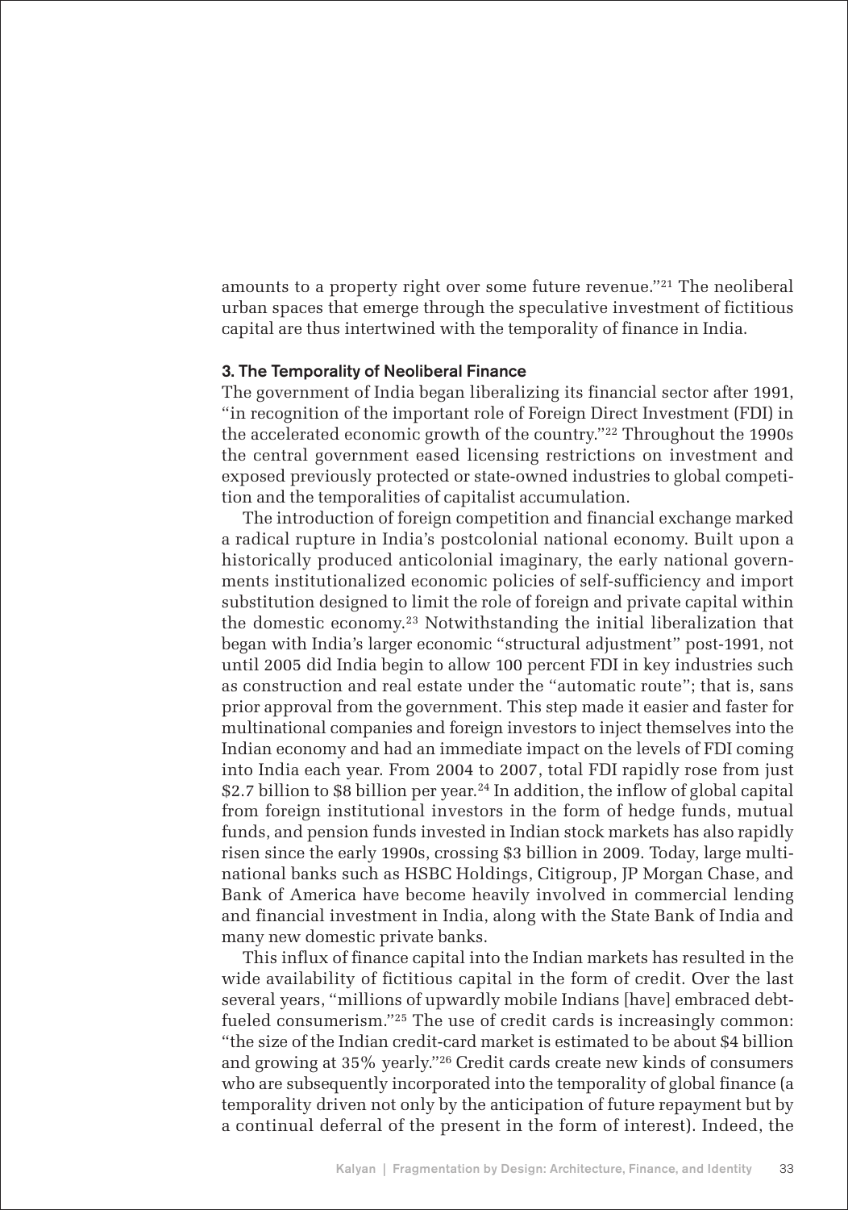amounts to a property right over some future revenue."[21] The neoliberal urban spaces that emerge through the speculative investment of fictitious capital are thus intertwined with the temporality of finance in India.

### 3. The Temporality of Neoliberal Finance

The government of India began liberalizing its financial sector after 1991, "in recognition of the important role of Foreign Direct Investment (FDI) in the accelerated economic growth of the country."[22] Throughout the 1990s the central government eased licensing restrictions on investment and exposed previously protected or state-owned industries to global competition and the temporalities of capitalist accumulation.

The introduction of foreign competition and financial exchange marked a radical rupture in India's postcolonial national economy. Built upon a historically produced anticolonial imaginary, the early national governments institutionalized economic policies of self-sufficiency and import substitution designed to limit the role of foreign and private capital within the domestic economy.[23] Notwithstanding the initial liberalization that began with India's larger economic "structural adjustment" post-1991, not until 2005 did India begin to allow 100 percent FDI in key industries such as construction and real estate under the "automatic route"; that is, sans prior approval from the government. This step made it easier and faster for multinational companies and foreign investors to inject themselves into the Indian economy and had an immediate impact on the levels of FDI coming into India each year. From 2004 to 2007, total FDI rapidly rose from just $2.7 billion to $8 billion per year.[24] In addition, the inflow of global capital from foreign institutional investors in the form of hedge funds, mutual funds, and pension funds invested in Indian stock markets has also rapidly risen since the early 1990s, crossing $3 billion in 2009. Today, large multinational banks such as HSBC Holdings, Citigroup, JP Morgan Chase, and Bank of America have become heavily involved in commercial lending and financial investment in India, along with the State Bank of India and many new domestic private banks.

This influx of finance capital into the Indian markets has resulted in the wide availability of fictitious capital in the form of credit. Over the last several years, "millions of upwardly mobile Indians [have] embraced debt-fueled consumerism."[25] The use of credit cards is increasingly common: "the size of the Indian credit-card market is estimated to be about $4 billion and growing at 35% yearly."[26] Credit cards create new kinds of consumers who are subsequently incorporated into the temporality of global finance (a temporality driven not only by the anticipation of future repayment but by a continual deferral of the present in the form of interest). Indeed, the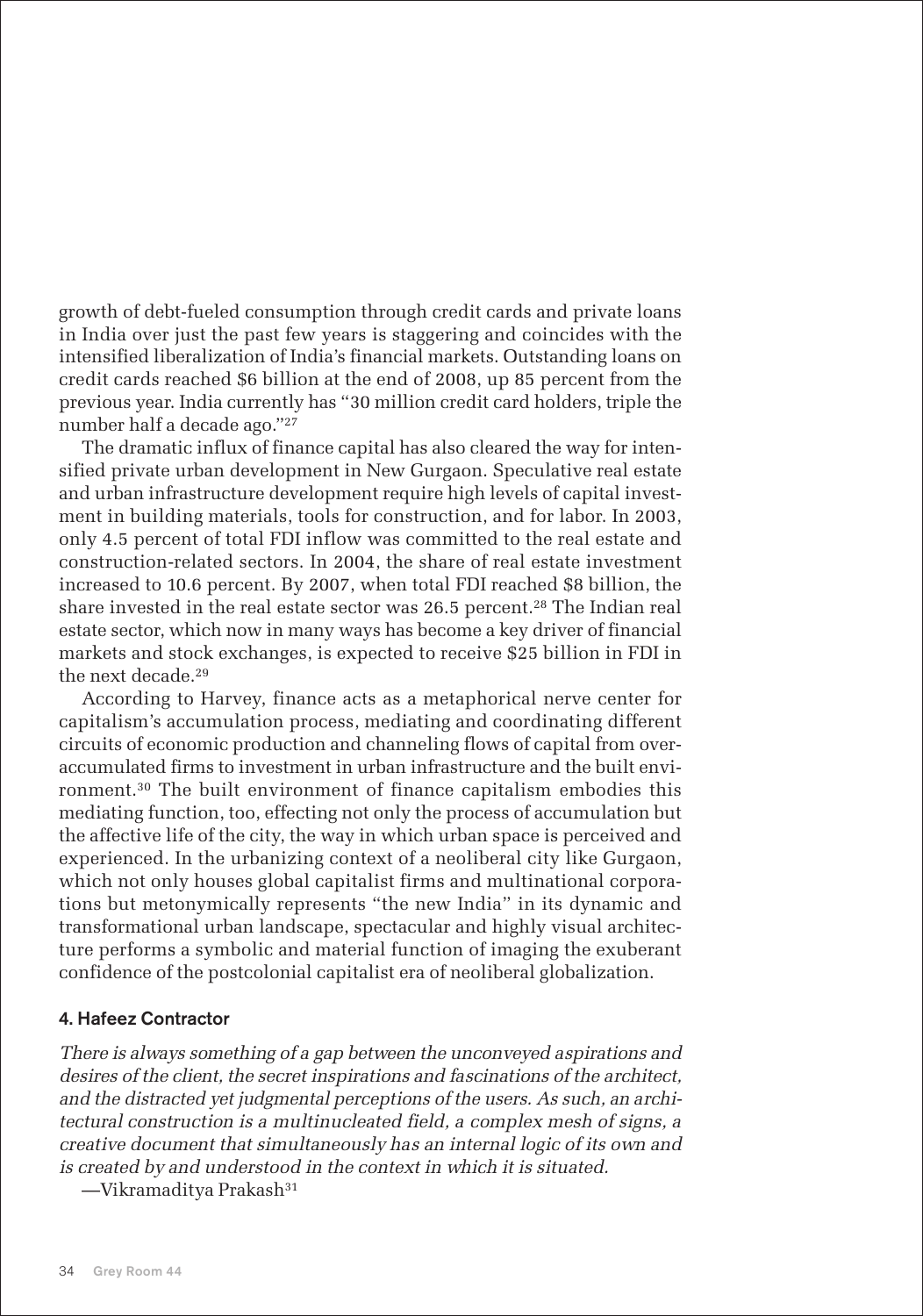growth of debt-fueled consumption through credit cards and private loans in India over just the past few years is staggering and coincides with the intensified liberalization of India's financial markets. Outstanding loans on credit cards reached $6 billion at the end of 2008, up 85 percent from the previous year. India currently has "30 million credit card holders, triple the number half a decade ago."[27]

The dramatic influx of finance capital has also cleared the way for intensified private urban development in New Gurgaon. Speculative real estate and urban infrastructure development require high levels of capital investment in building materials, tools for construction, and for labor. In 2003, only 4.5 percent of total FDI inflow was committed to the real estate and construction-related sectors. In 2004, the share of real estate investment increased to 10.6 percent. By 2007, when total FDI reached $8 billion, the share invested in the real estate sector was 26.5 percent.[28] The Indian real estate sector, which now in many ways has become a key driver of financial markets and stock exchanges, is expected to receive $25 billion in FDI in the next decade.[29]

According to Harvey, finance acts as a metaphorical nerve center for capitalism's accumulation process, mediating and coordinating different circuits of economic production and channeling flows of capital from overaccumulated firms to investment in urban infrastructure and the built environment.[30] The built environment of finance capitalism embodies this mediating function, too, effecting not only the process of accumulation but the affective life of the city, the way in which urban space is perceived and experienced. In the urbanizing context of a neoliberal city like Gurgaon, which not only houses global capitalist firms and multinational corporations but metonymically represents "the new India" in its dynamic and transformational urban landscape, spectacular and highly visual architecture performs a symbolic and material function of imaging the exuberant confidence of the postcolonial capitalist era of neoliberal globalization.

## 4. Hafeez Contractor

*There is always something of a gap between the unconveyed aspirations and desires of the client, the secret inspirations and fascinations of the architect, and the distracted yet judgmental perceptions of the users. As such, an architectural construction is a multinucleated field, a complex mesh of signs, a creative document that simultaneously has an internal logic of its own and is created by and understood in the context in which it is situated.*

—Vikramaditya Prakash[31]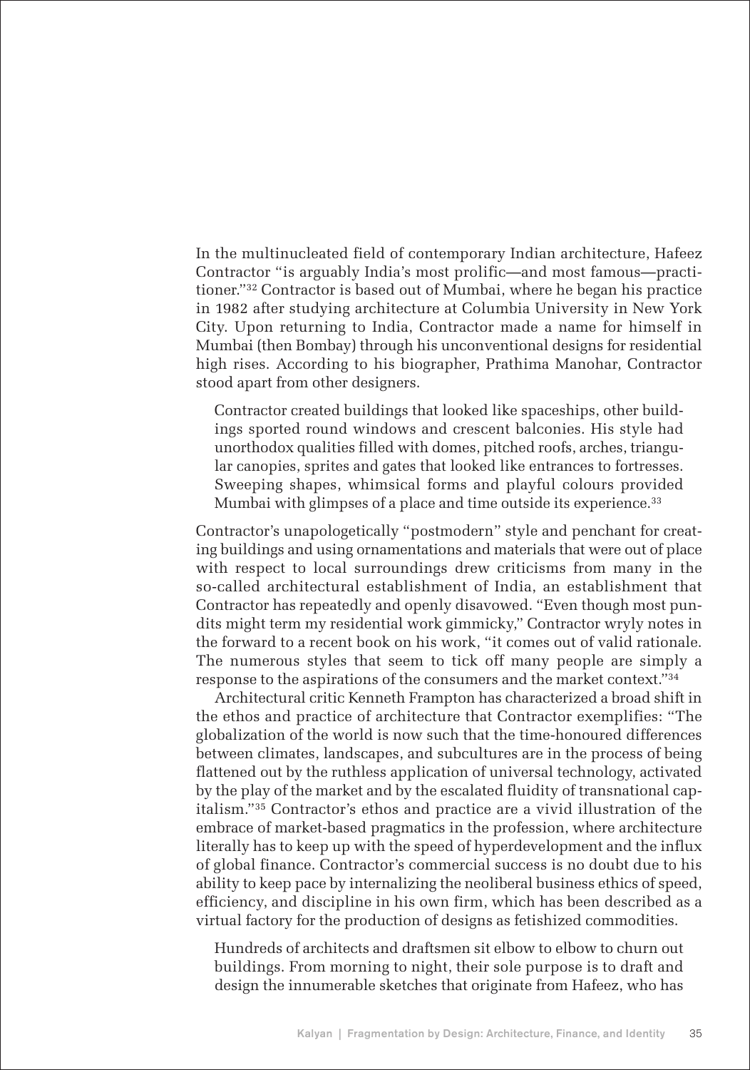In the multinucleated field of contemporary Indian architecture, Hafeez Contractor "is arguably India's most prolific—and most famous—practitioner."[32] Contractor is based out of Mumbai, where he began his practice in 1982 after studying architecture at Columbia University in New York City. Upon returning to India, Contractor made a name for himself in Mumbai (then Bombay) through his unconventional designs for residential high rises. According to his biographer, Prathima Manohar, Contractor stood apart from other designers.

> Contractor created buildings that looked like spaceships, other buildings sported round windows and crescent balconies. His style had unorthodox qualities filled with domes, pitched roofs, arches, triangular canopies, sprites and gates that looked like entrances to fortresses. Sweeping shapes, whimsical forms and playful colours provided Mumbai with glimpses of a place and time outside its experience.[33]

Contractor's unapologetically "postmodern" style and penchant for creating buildings and using ornamentations and materials that were out of place with respect to local surroundings drew criticisms from many in the so-called architectural establishment of India, an establishment that Contractor has repeatedly and openly disavowed. "Even though most pundits might term my residential work gimmicky," Contractor wryly notes in the forward to a recent book on his work, "it comes out of valid rationale. The numerous styles that seem to tick off many people are simply a response to the aspirations of the consumers and the market context."[34]

Architectural critic Kenneth Frampton has characterized a broad shift in the ethos and practice of architecture that Contractor exemplifies: "The globalization of the world is now such that the time-honoured differences between climates, landscapes, and subcultures are in the process of being flattened out by the ruthless application of universal technology, activated by the play of the market and by the escalated fluidity of transnational capitalism."[35] Contractor's ethos and practice are a vivid illustration of the embrace of market-based pragmatics in the profession, where architecture literally has to keep up with the speed of hyperdevelopment and the influx of global finance. Contractor's commercial success is no doubt due to his ability to keep pace by internalizing the neoliberal business ethics of speed, efficiency, and discipline in his own firm, which has been described as a virtual factory for the production of designs as fetishized commodities.

> Hundreds of architects and draftsmen sit elbow to elbow to churn out buildings. From morning to night, their sole purpose is to draft and design the innumerable sketches that originate from Hafeez, who has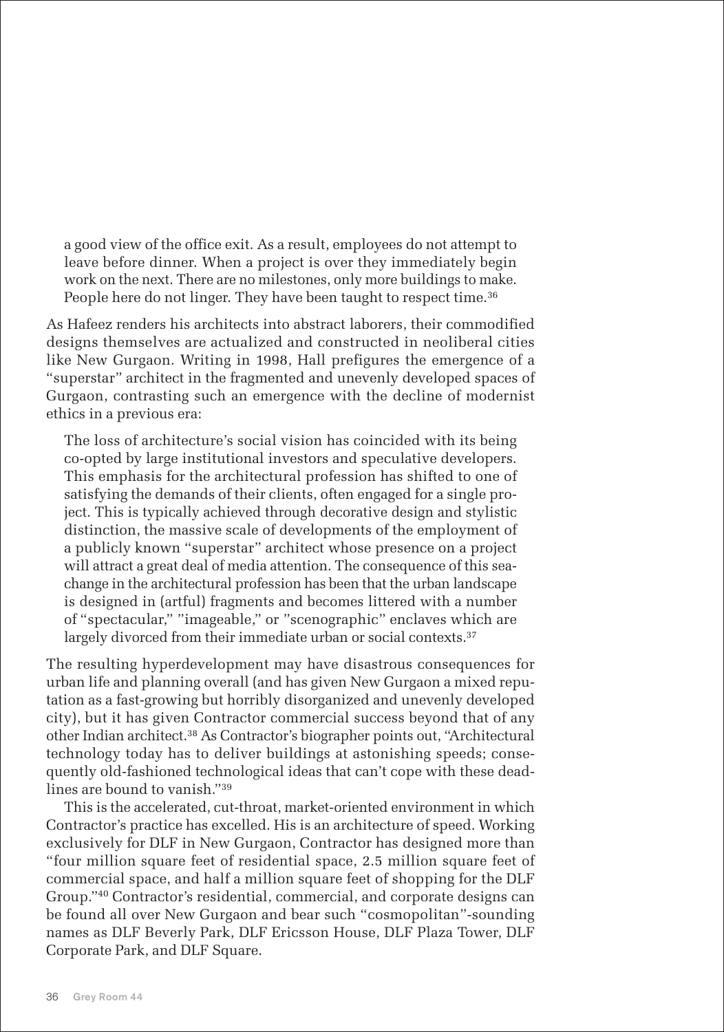> a good view of the office exit. As a result, employees do not attempt to leave before dinner. When a project is over they immediately begin work on the next. There are no milestones, only more buildings to make. People here do not linger. They have been taught to respect time.[36]

As Hafeez renders his architects into abstract laborers, their commodified designs themselves are actualized and constructed in neoliberal cities like New Gurgaon. Writing in 1998, Hall prefigures the emergence of a "superstar" architect in the fragmented and unevenly developed spaces of Gurgaon, contrasting such an emergence with the decline of modernist ethics in a previous era:

> The loss of architecture's social vision has coincided with its being co-opted by large institutional investors and speculative developers. This emphasis for the architectural profession has shifted to one of satisfying the demands of their clients, often engaged for a single project. This is typically achieved through decorative design and stylistic distinction, the massive scale of developments of the employment of a publicly known "superstar" architect whose presence on a project will attract a great deal of media attention. The consequence of this sea-change in the architectural profession has been that the urban landscape is designed in (artful) fragments and becomes littered with a number of "spectacular," "imageable," or "scenographic" enclaves which are largely divorced from their immediate urban or social contexts.[37]

The resulting hyperdevelopment may have disastrous consequences for urban life and planning overall (and has given New Gurgaon a mixed reputation as a fast-growing but horribly disorganized and unevenly developed city), but it has given Contractor commercial success beyond that of any other Indian architect.[38] As Contractor's biographer points out, "Architectural technology today has to deliver buildings at astonishing speeds; consequently old-fashioned technological ideas that can't cope with these deadlines are bound to vanish."[39]

This is the accelerated, cut-throat, market-oriented environment in which Contractor's practice has excelled. His is an architecture of speed. Working exclusively for DLF in New Gurgaon, Contractor has designed more than "four million square feet of residential space, 2.5 million square feet of commercial space, and half a million square feet of shopping for the DLF Group."[40] Contractor's residential, commercial, and corporate designs can be found all over New Gurgaon and bear such "cosmopolitan"-sounding names as DLF Beverly Park, DLF Ericsson House, DLF Plaza Tower, DLF Corporate Park, and DLF Square.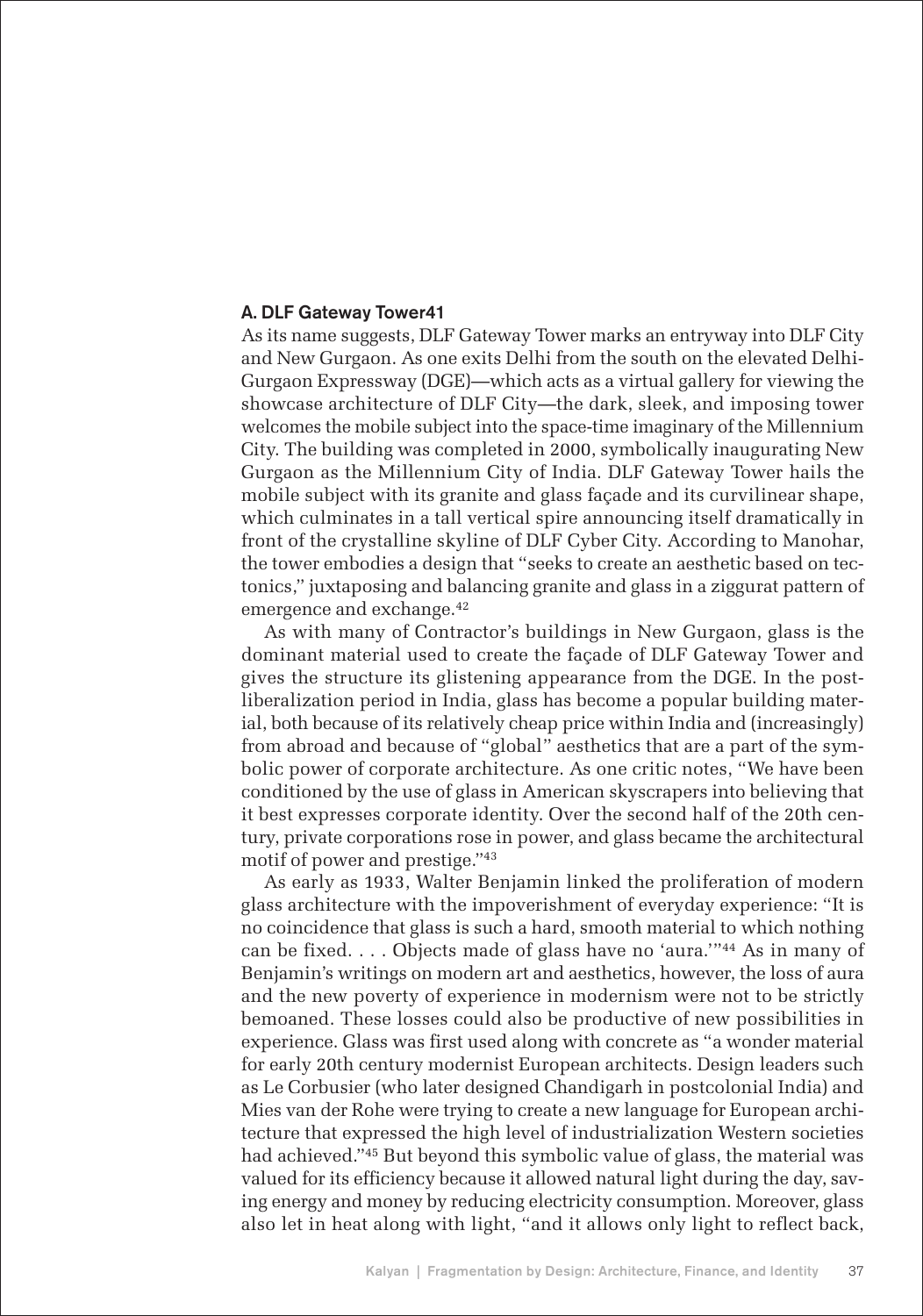### A. DLF Gateway Tower[41]

As its name suggests, DLF Gateway Tower marks an entryway into DLF City and New Gurgaon. As one exits Delhi from the south on the elevated Delhi-Gurgaon Expressway (DGE)—which acts as a virtual gallery for viewing the showcase architecture of DLF City—the dark, sleek, and imposing tower welcomes the mobile subject into the space-time imaginary of the Millennium City. The building was completed in 2000, symbolically inaugurating New Gurgaon as the Millennium City of India. DLF Gateway Tower hails the mobile subject with its granite and glass façade and its curvilinear shape, which culminates in a tall vertical spire announcing itself dramatically in front of the crystalline skyline of DLF Cyber City. According to Manohar, the tower embodies a design that "seeks to create an aesthetic based on tectonics," juxtaposing and balancing granite and glass in a ziggurat pattern of emergence and exchange.[42]

As with many of Contractor's buildings in New Gurgaon, glass is the dominant material used to create the façade of DLF Gateway Tower and gives the structure its glistening appearance from the DGE. In the post-liberalization period in India, glass has become a popular building material, both because of its relatively cheap price within India and (increasingly) from abroad and because of "global" aesthetics that are a part of the symbolic power of corporate architecture. As one critic notes, "We have been conditioned by the use of glass in American skyscrapers into believing that it best expresses corporate identity. Over the second half of the 20th century, private corporations rose in power, and glass became the architectural motif of power and prestige."[43]

As early as 1933, Walter Benjamin linked the proliferation of modern glass architecture with the impoverishment of everyday experience: "It is no coincidence that glass is such a hard, smooth material to which nothing can be fixed. . . . Objects made of glass have no 'aura.'"[44] As in many of Benjamin's writings on modern art and aesthetics, however, the loss of aura and the new poverty of experience in modernism were not to be strictly bemoaned. These losses could also be productive of new possibilities in experience. Glass was first used along with concrete as "a wonder material for early 20th century modernist European architects. Design leaders such as Le Corbusier (who later designed Chandigarh in postcolonial India) and Mies van der Rohe were trying to create a new language for European architecture that expressed the high level of industrialization Western societies had achieved."[45] But beyond this symbolic value of glass, the material was valued for its efficiency because it allowed natural light during the day, saving energy and money by reducing electricity consumption. Moreover, glass also let in heat along with light, "and it allows only light to reflect back,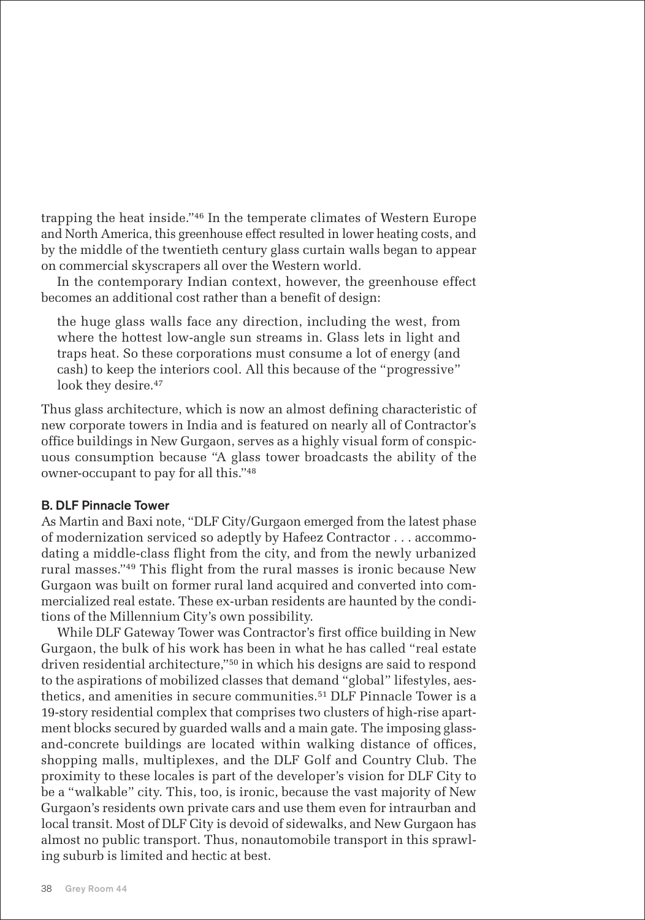trapping the heat inside."[46] In the temperate climates of Western Europe and North America, this greenhouse effect resulted in lower heating costs, and by the middle of the twentieth century glass curtain walls began to appear on commercial skyscrapers all over the Western world.

In the contemporary Indian context, however, the greenhouse effect becomes an additional cost rather than a benefit of design:

> the huge glass walls face any direction, including the west, from where the hottest low-angle sun streams in. Glass lets in light and traps heat. So these corporations must consume a lot of energy (and cash) to keep the interiors cool. All this because of the "progressive" look they desire.[47]

Thus glass architecture, which is now an almost defining characteristic of new corporate towers in India and is featured on nearly all of Contractor's office buildings in New Gurgaon, serves as a highly visual form of conspicuous consumption because "A glass tower broadcasts the ability of the owner-occupant to pay for all this."[48]

### B. DLF Pinnacle Tower

As Martin and Baxi note, "DLF City/Gurgaon emerged from the latest phase of modernization serviced so adeptly by Hafeez Contractor . . . accommodating a middle-class flight from the city, and from the newly urbanized rural masses."[49] This flight from the rural masses is ironic because New Gurgaon was built on former rural land acquired and converted into commercialized real estate. These ex-urban residents are haunted by the conditions of the Millennium City's own possibility.

While DLF Gateway Tower was Contractor's first office building in New Gurgaon, the bulk of his work has been in what he has called "real estate driven residential architecture,"[50] in which his designs are said to respond to the aspirations of mobilized classes that demand "global" lifestyles, aesthetics, and amenities in secure communities.[51] DLF Pinnacle Tower is a 19-story residential complex that comprises two clusters of high-rise apartment blocks secured by guarded walls and a main gate. The imposing glass-and-concrete buildings are located within walking distance of offices, shopping malls, multiplexes, and the DLF Golf and Country Club. The proximity to these locales is part of the developer's vision for DLF City to be a "walkable" city. This, too, is ironic, because the vast majority of New Gurgaon's residents own private cars and use them even for intraurban and local transit. Most of DLF City is devoid of sidewalks, and New Gurgaon has almost no public transport. Thus, nonautomobile transport in this sprawling suburb is limited and hectic at best.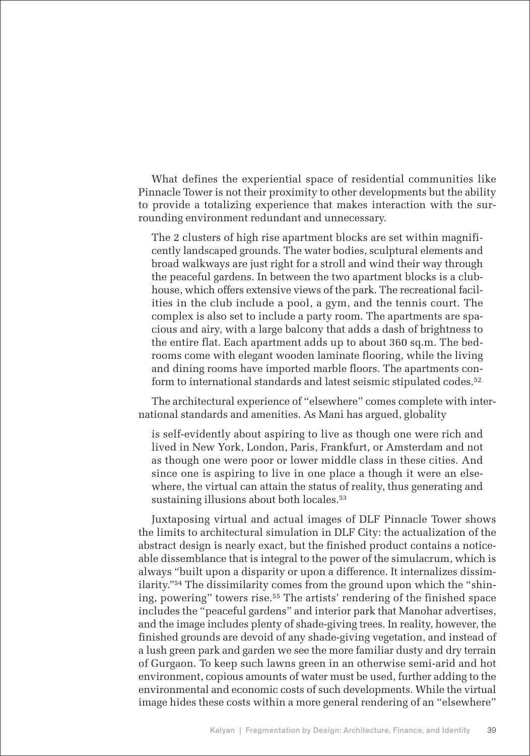What defines the experiential space of residential communities like Pinnacle Tower is not their proximity to other developments but the ability to provide a totalizing experience that makes interaction with the surrounding environment redundant and unnecessary.

> The 2 clusters of high rise apartment blocks are set within magnificently landscaped grounds. The water bodies, sculptural elements and broad walkways are just right for a stroll and wind their way through the peaceful gardens. In between the two apartment blocks is a clubhouse, which offers extensive views of the park. The recreational facilities in the club include a pool, a gym, and the tennis court. The complex is also set to include a party room. The apartments are spacious and airy, with a large balcony that adds a dash of brightness to the entire flat. Each apartment adds up to about 360 sq.m. The bedrooms come with elegant wooden laminate flooring, while the living and dining rooms have imported marble floors. The apartments conform to international standards and latest seismic stipulated codes.[52]

The architectural experience of "elsewhere" comes complete with international standards and amenities. As Mani has argued, globality

> is self-evidently about aspiring to live as though one were rich and lived in New York, London, Paris, Frankfurt, or Amsterdam and not as though one were poor or lower middle class in these cities. And since one is aspiring to live in one place a though it were an elsewhere, the virtual can attain the status of reality, thus generating and sustaining illusions about both locales.[53]

Juxtaposing virtual and actual images of DLF Pinnacle Tower shows the limits to architectural simulation in DLF City: the actualization of the abstract design is nearly exact, but the finished product contains a noticeable dissemblance that is integral to the power of the simulacrum, which is always "built upon a disparity or upon a difference. It internalizes dissimilarity."[54] The dissimilarity comes from the ground upon which the "shining, powering" towers rise.[55] The artists' rendering of the finished space includes the "peaceful gardens" and interior park that Manohar advertises, and the image includes plenty of shade-giving trees. In reality, however, the finished grounds are devoid of any shade-giving vegetation, and instead of a lush green park and garden we see the more familiar dusty and dry terrain of Gurgaon. To keep such lawns green in an otherwise semi-arid and hot environment, copious amounts of water must be used, further adding to the environmental and economic costs of such developments. While the virtual image hides these costs within a more general rendering of an "elsewhere"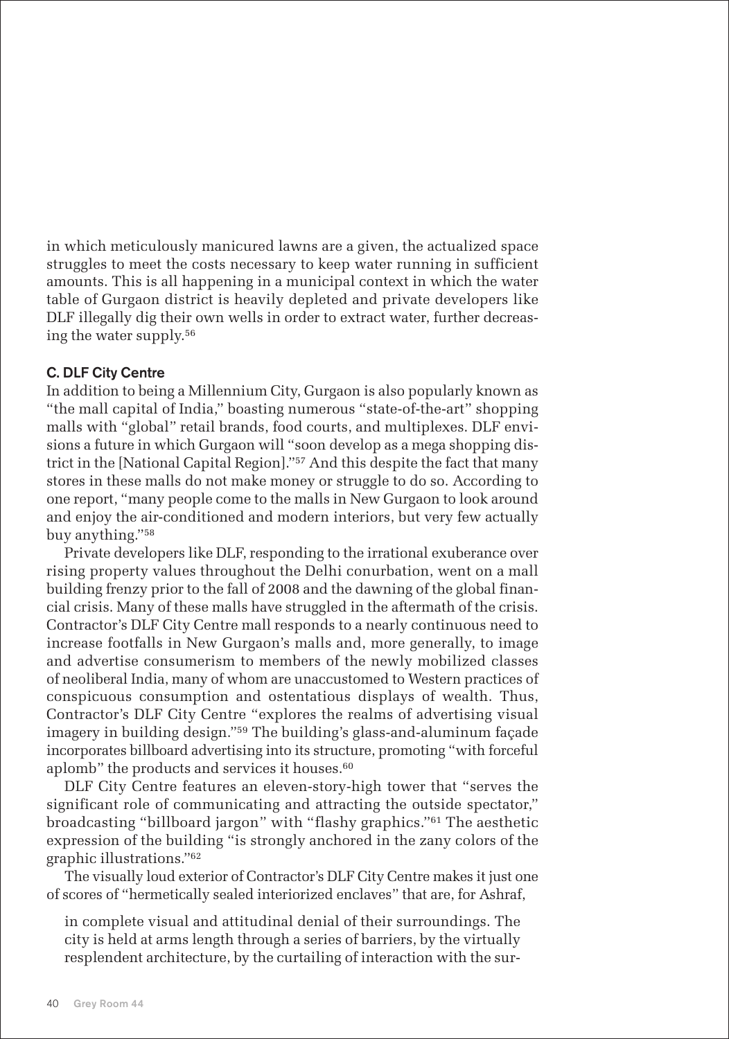in which meticulously manicured lawns are a given, the actualized space struggles to meet the costs necessary to keep water running in sufficient amounts. This is all happening in a municipal context in which the water table of Gurgaon district is heavily depleted and private developers like DLF illegally dig their own wells in order to extract water, further decreasing the water supply.[56]

### C. DLF City Centre

In addition to being a Millennium City, Gurgaon is also popularly known as "the mall capital of India," boasting numerous "state-of-the-art" shopping malls with "global" retail brands, food courts, and multiplexes. DLF envisions a future in which Gurgaon will "soon develop as a mega shopping district in the [National Capital Region]."[57] And this despite the fact that many stores in these malls do not make money or struggle to do so. According to one report, "many people come to the malls in New Gurgaon to look around and enjoy the air-conditioned and modern interiors, but very few actually buy anything."[58]

Private developers like DLF, responding to the irrational exuberance over rising property values throughout the Delhi conurbation, went on a mall building frenzy prior to the fall of 2008 and the dawning of the global financial crisis. Many of these malls have struggled in the aftermath of the crisis. Contractor's DLF City Centre mall responds to a nearly continuous need to increase footfalls in New Gurgaon's malls and, more generally, to image and advertise consumerism to members of the newly mobilized classes of neoliberal India, many of whom are unaccustomed to Western practices of conspicuous consumption and ostentatious displays of wealth. Thus, Contractor's DLF City Centre "explores the realms of advertising visual imagery in building design."[59] The building's glass-and-aluminum façade incorporates billboard advertising into its structure, promoting "with forceful aplomb" the products and services it houses.[60]

DLF City Centre features an eleven-story-high tower that "serves the significant role of communicating and attracting the outside spectator," broadcasting "billboard jargon" with "flashy graphics."[61] The aesthetic expression of the building "is strongly anchored in the zany colors of the graphic illustrations."[62]

The visually loud exterior of Contractor's DLF City Centre makes it just one of scores of "hermetically sealed interiorized enclaves" that are, for Ashraf,

> in complete visual and attitudinal denial of their surroundings. The city is held at arms length through a series of barriers, by the virtually resplendent architecture, by the curtailing of interaction with the sur-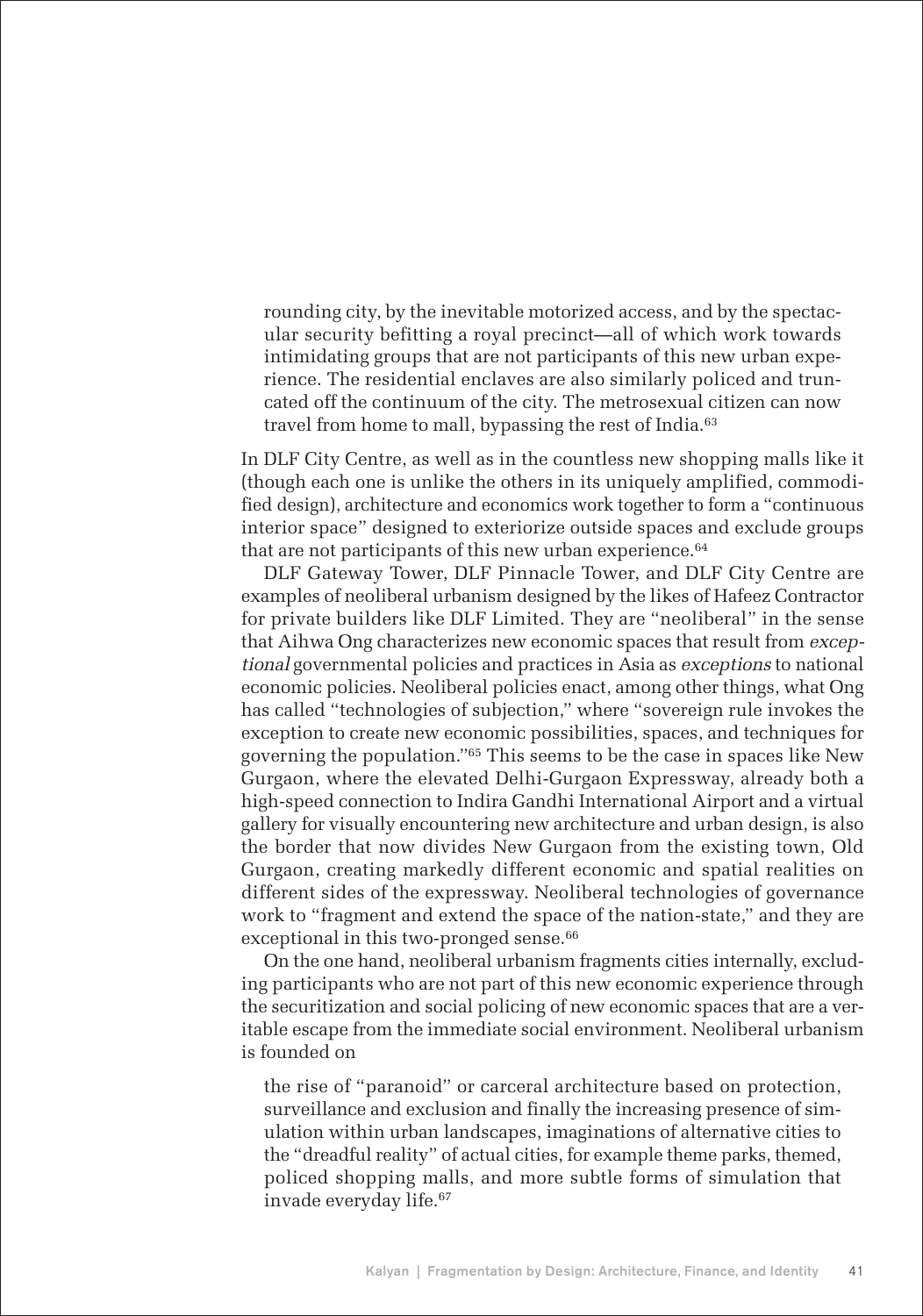> rounding city, by the inevitable motorized access, and by the spectacular security befitting a royal precinct—all of which work towards intimidating groups that are not participants of this new urban experience. The residential enclaves are also similarly policed and truncated off the continuum of the city. The metrosexual citizen can now travel from home to mall, bypassing the rest of India.[63]

In DLF City Centre, as well as in the countless new shopping malls like it (though each one is unlike the others in its uniquely amplified, commodified design), architecture and economics work together to form a "continuous interior space" designed to exteriorize outside spaces and exclude groups that are not participants of this new urban experience.[64]

DLF Gateway Tower, DLF Pinnacle Tower, and DLF City Centre are examples of neoliberal urbanism designed by the likes of Hafeez Contractor for private builders like DLF Limited. They are "neoliberal" in the sense that Aihwa Ong characterizes new economic spaces that result from *exceptional* governmental policies and practices in Asia as *exceptions* to national economic policies. Neoliberal policies enact, among other things, what Ong has called "technologies of subjection," where "sovereign rule invokes the exception to create new economic possibilities, spaces, and techniques for governing the population."[65] This seems to be the case in spaces like New Gurgaon, where the elevated Delhi-Gurgaon Expressway, already both a high-speed connection to Indira Gandhi International Airport and a virtual gallery for visually encountering new architecture and urban design, is also the border that now divides New Gurgaon from the existing town, Old Gurgaon, creating markedly different economic and spatial realities on different sides of the expressway. Neoliberal technologies of governance work to "fragment and extend the space of the nation-state," and they are exceptional in this two-pronged sense.[66]

On the one hand, neoliberal urbanism fragments cities internally, excluding participants who are not part of this new economic experience through the securitization and social policing of new economic spaces that are a veritable escape from the immediate social environment. Neoliberal urbanism is founded on

> the rise of "paranoid" or carceral architecture based on protection, surveillance and exclusion and finally the increasing presence of simulation within urban landscapes, imaginations of alternative cities to the "dreadful reality" of actual cities, for example theme parks, themed, policed shopping malls, and more subtle forms of simulation that invade everyday life.[67]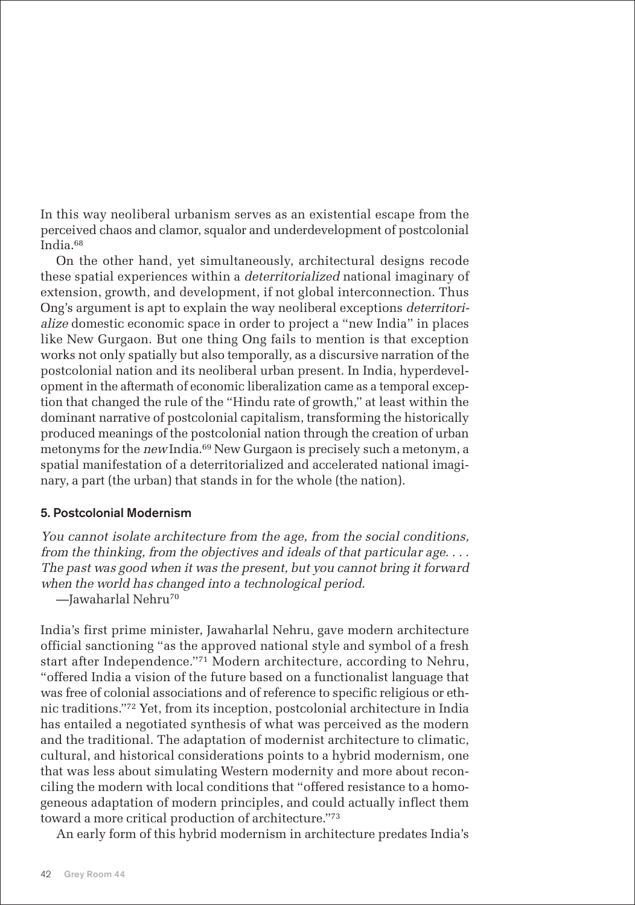In this way neoliberal urbanism serves as an existential escape from the perceived chaos and clamor, squalor and underdevelopment of postcolonial India.[68]

On the other hand, yet simultaneously, architectural designs recode these spatial experiences within a *deterritorialized* national imaginary of extension, growth, and development, if not global interconnection. Thus Ong's argument is apt to explain the way neoliberal exceptions *deterritorialize* domestic economic space in order to project a "new India" in places like New Gurgaon. But one thing Ong fails to mention is that exception works not only spatially but also temporally, as a discursive narration of the postcolonial nation and its neoliberal urban present. In India, hyperdevelopment in the aftermath of economic liberalization came as a temporal exception that changed the rule of the "Hindu rate of growth," at least within the dominant narrative of postcolonial capitalism, transforming the historically produced meanings of the postcolonial nation through the creation of urban metonyms for the *new* India.[69] New Gurgaon is precisely such a metonym, a spatial manifestation of a deterritorialized and accelerated national imaginary, a part (the urban) that stands in for the whole (the nation).

### 5. Postcolonial Modernism

*You cannot isolate architecture from the age, from the social conditions, from the thinking, from the objectives and ideals of that particular age. . . . The past was good when it was the present, but you cannot bring it forward when the world has changed into a technological period.*

—Jawaharlal Nehru[70]

India's first prime minister, Jawaharlal Nehru, gave modern architecture official sanctioning "as the approved national style and symbol of a fresh start after Independence."[71] Modern architecture, according to Nehru, "offered India a vision of the future based on a functionalist language that was free of colonial associations and of reference to specific religious or ethnic traditions."[72] Yet, from its inception, postcolonial architecture in India has entailed a negotiated synthesis of what was perceived as the modern and the traditional. The adaptation of modernist architecture to climatic, cultural, and historical considerations points to a hybrid modernism, one that was less about simulating Western modernity and more about reconciling the modern with local conditions that "offered resistance to a homogeneous adaptation of modern principles, and could actually inflect them toward a more critical production of architecture."[73]

An early form of this hybrid modernism in architecture predates India's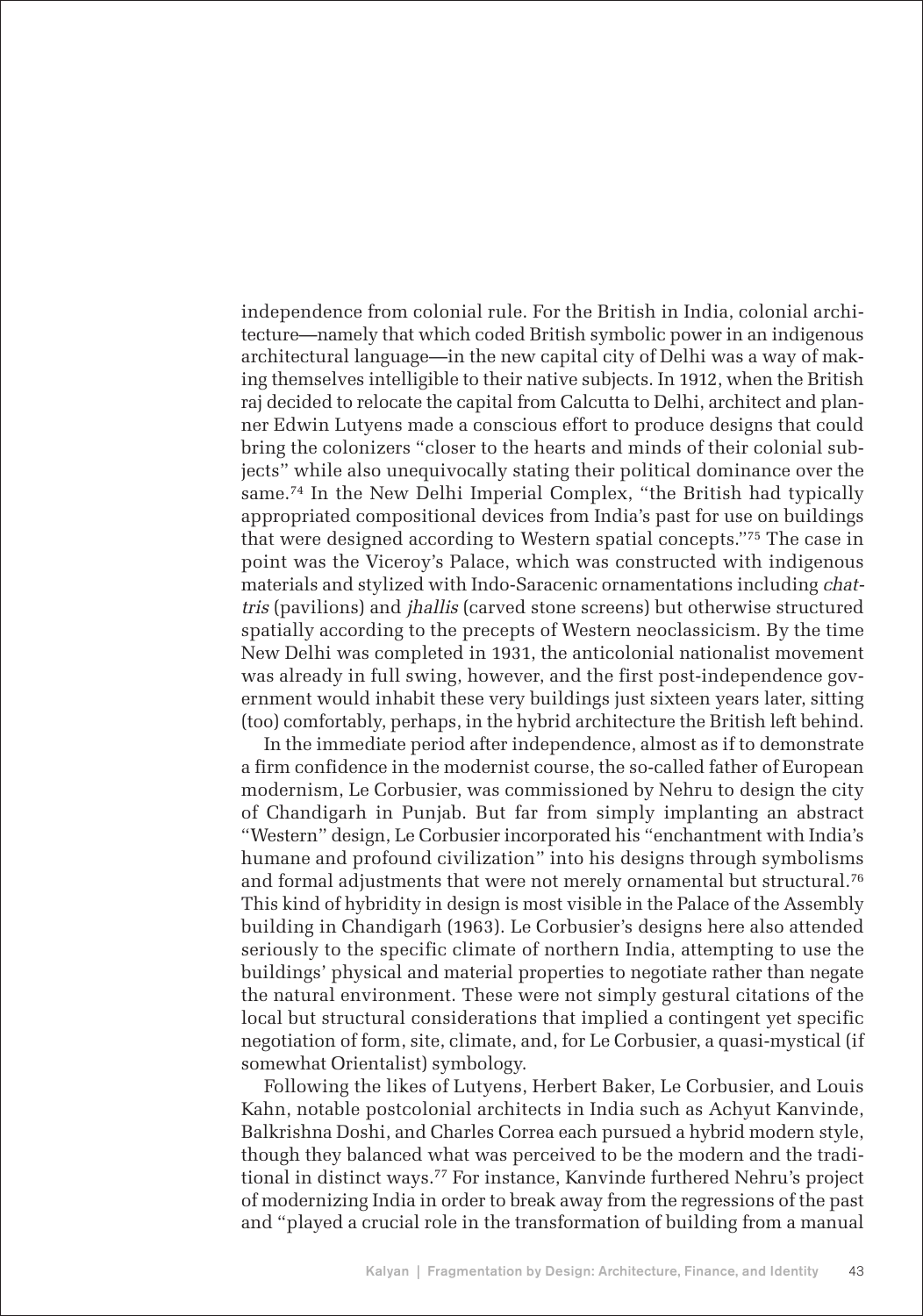independence from colonial rule. For the British in India, colonial architecture—namely that which coded British symbolic power in an indigenous architectural language—in the new capital city of Delhi was a way of making themselves intelligible to their native subjects. In 1912, when the British raj decided to relocate the capital from Calcutta to Delhi, architect and planner Edwin Lutyens made a conscious effort to produce designs that could bring the colonizers "closer to the hearts and minds of their colonial subjects" while also unequivocally stating their political dominance over the same.[74] In the New Delhi Imperial Complex, "the British had typically appropriated compositional devices from India's past for use on buildings that were designed according to Western spatial concepts."[75] The case in point was the Viceroy's Palace, which was constructed with indigenous materials and stylized with Indo-Saracenic ornamentations including *chattris* (pavilions) and *jhallis* (carved stone screens) but otherwise structured spatially according to the precepts of Western neoclassicism. By the time New Delhi was completed in 1931, the anticolonial nationalist movement was already in full swing, however, and the first post-independence government would inhabit these very buildings just sixteen years later, sitting (too) comfortably, perhaps, in the hybrid architecture the British left behind.

In the immediate period after independence, almost as if to demonstrate a firm confidence in the modernist course, the so-called father of European modernism, Le Corbusier, was commissioned by Nehru to design the city of Chandigarh in Punjab. But far from simply implanting an abstract "Western" design, Le Corbusier incorporated his "enchantment with India's humane and profound civilization" into his designs through symbolisms and formal adjustments that were not merely ornamental but structural.[76] This kind of hybridity in design is most visible in the Palace of the Assembly building in Chandigarh (1963). Le Corbusier's designs here also attended seriously to the specific climate of northern India, attempting to use the buildings' physical and material properties to negotiate rather than negate the natural environment. These were not simply gestural citations of the local but structural considerations that implied a contingent yet specific negotiation of form, site, climate, and, for Le Corbusier, a quasi-mystical (if somewhat Orientalist) symbology.

Following the likes of Lutyens, Herbert Baker, Le Corbusier, and Louis Kahn, notable postcolonial architects in India such as Achyut Kanvinde, Balkrishna Doshi, and Charles Correa each pursued a hybrid modern style, though they balanced what was perceived to be the modern and the traditional in distinct ways.[77] For instance, Kanvinde furthered Nehru's project of modernizing India in order to break away from the regressions of the past and "played a crucial role in the transformation of building from a manual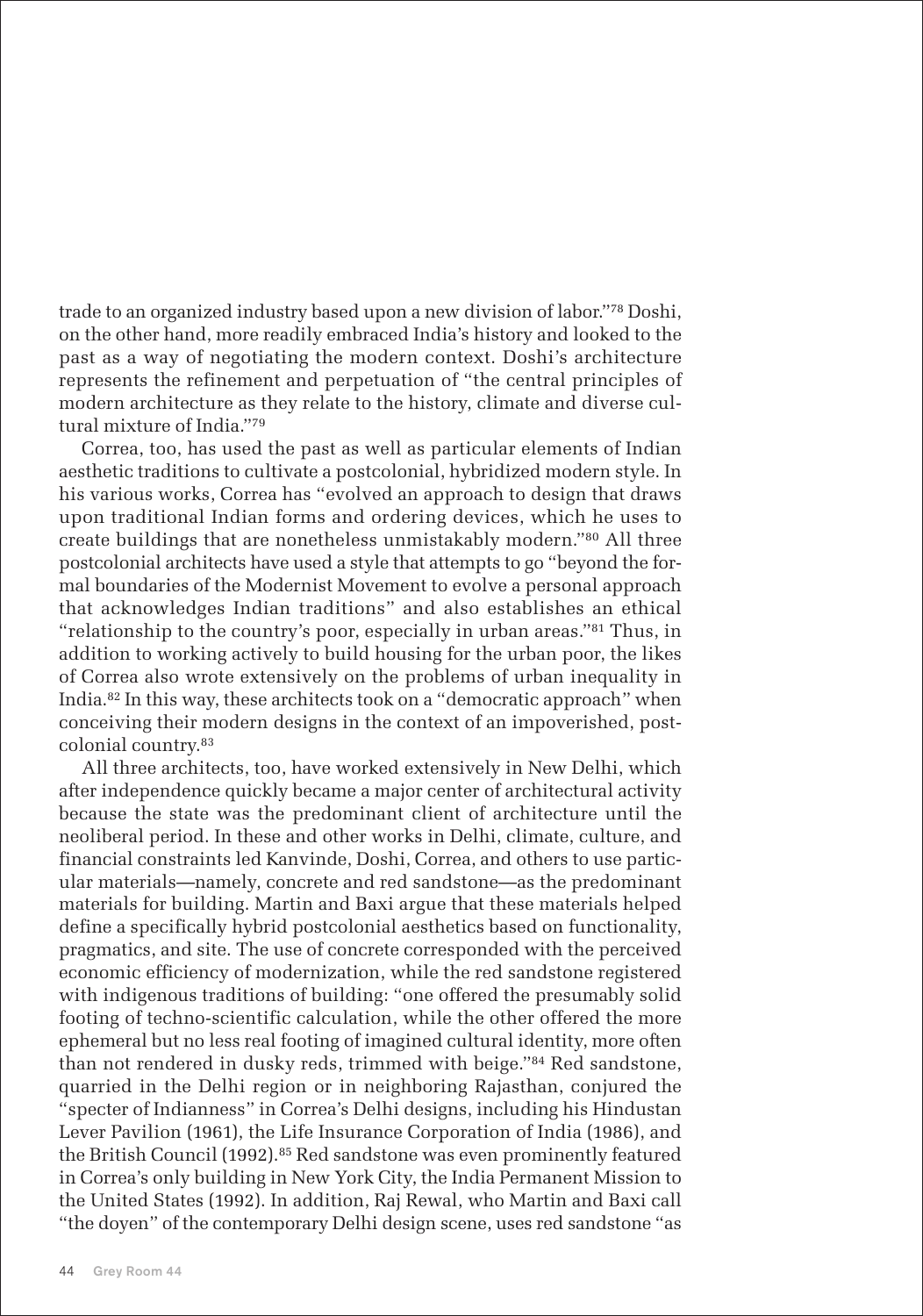trade to an organized industry based upon a new division of labor."[78] Doshi, on the other hand, more readily embraced India's history and looked to the past as a way of negotiating the modern context. Doshi's architecture represents the refinement and perpetuation of "the central principles of modern architecture as they relate to the history, climate and diverse cultural mixture of India."[79]

Correa, too, has used the past as well as particular elements of Indian aesthetic traditions to cultivate a postcolonial, hybridized modern style. In his various works, Correa has "evolved an approach to design that draws upon traditional Indian forms and ordering devices, which he uses to create buildings that are nonetheless unmistakably modern."[80] All three postcolonial architects have used a style that attempts to go "beyond the formal boundaries of the Modernist Movement to evolve a personal approach that acknowledges Indian traditions" and also establishes an ethical "relationship to the country's poor, especially in urban areas."[81] Thus, in addition to working actively to build housing for the urban poor, the likes of Correa also wrote extensively on the problems of urban inequality in India.[82] In this way, these architects took on a "democratic approach" when conceiving their modern designs in the context of an impoverished, postcolonial country.[83]

All three architects, too, have worked extensively in New Delhi, which after independence quickly became a major center of architectural activity because the state was the predominant client of architecture until the neoliberal period. In these and other works in Delhi, climate, culture, and financial constraints led Kanvinde, Doshi, Correa, and others to use particular materials—namely, concrete and red sandstone—as the predominant materials for building. Martin and Baxi argue that these materials helped define a specifically hybrid postcolonial aesthetics based on functionality, pragmatics, and site. The use of concrete corresponded with the perceived economic efficiency of modernization, while the red sandstone registered with indigenous traditions of building: "one offered the presumably solid footing of techno-scientific calculation, while the other offered the more ephemeral but no less real footing of imagined cultural identity, more often than not rendered in dusky reds, trimmed with beige."[84] Red sandstone, quarried in the Delhi region or in neighboring Rajasthan, conjured the "specter of Indianness" in Correa's Delhi designs, including his Hindustan Lever Pavilion (1961), the Life Insurance Corporation of India (1986), and the British Council (1992).[85] Red sandstone was even prominently featured in Correa's only building in New York City, the India Permanent Mission to the United States (1992). In addition, Raj Rewal, who Martin and Baxi call "the doyen" of the contemporary Delhi design scene, uses red sandstone "as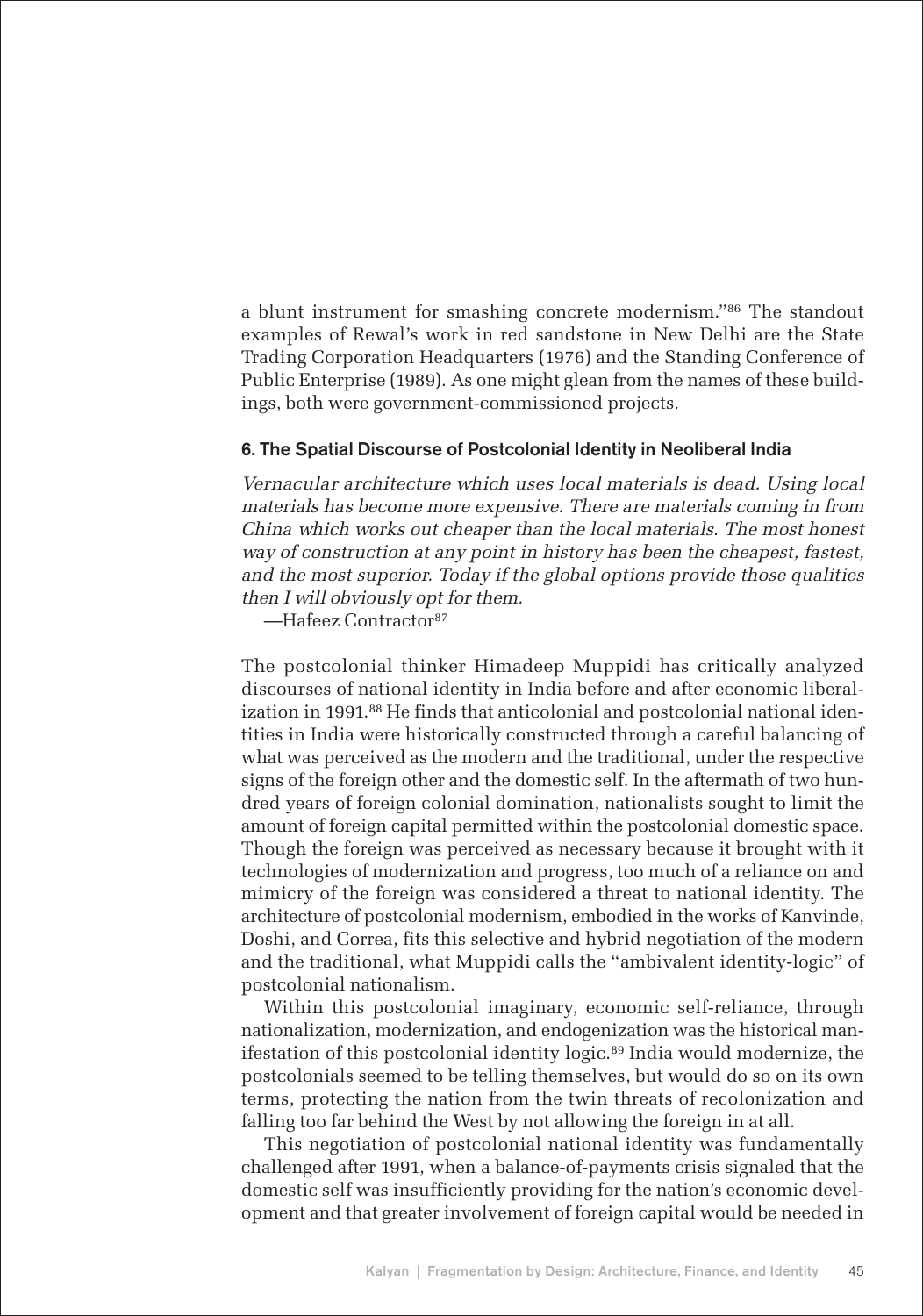a blunt instrument for smashing concrete modernism."[86] The standout examples of Rewal's work in red sandstone in New Delhi are the State Trading Corporation Headquarters (1976) and the Standing Conference of Public Enterprise (1989). As one might glean from the names of these buildings, both were government-commissioned projects.

### 6. The Spatial Discourse of Postcolonial Identity in Neoliberal India

*Vernacular architecture which uses local materials is dead. Using local materials has become more expensive. There are materials coming in from China which works out cheaper than the local materials. The most honest way of construction at any point in history has been the cheapest, fastest, and the most superior. Today if the global options provide those qualities then I will obviously opt for them.*

—Hafeez Contractor[87]

The postcolonial thinker Himadeep Muppidi has critically analyzed discourses of national identity in India before and after economic liberalization in 1991.[88] He finds that anticolonial and postcolonial national identities in India were historically constructed through a careful balancing of what was perceived as the modern and the traditional, under the respective signs of the foreign other and the domestic self. In the aftermath of two hundred years of foreign colonial domination, nationalists sought to limit the amount of foreign capital permitted within the postcolonial domestic space. Though the foreign was perceived as necessary because it brought with it technologies of modernization and progress, too much of a reliance on and mimicry of the foreign was considered a threat to national identity. The architecture of postcolonial modernism, embodied in the works of Kanvinde, Doshi, and Correa, fits this selective and hybrid negotiation of the modern and the traditional, what Muppidi calls the "ambivalent identity-logic" of postcolonial nationalism.

Within this postcolonial imaginary, economic self-reliance, through nationalization, modernization, and endogenization was the historical manifestation of this postcolonial identity logic.[89] India would modernize, the postcolonials seemed to be telling themselves, but would do so on its own terms, protecting the nation from the twin threats of recolonization and falling too far behind the West by not allowing the foreign in at all.

This negotiation of postcolonial national identity was fundamentally challenged after 1991, when a balance-of-payments crisis signaled that the domestic self was insufficiently providing for the nation's economic development and that greater involvement of foreign capital would be needed in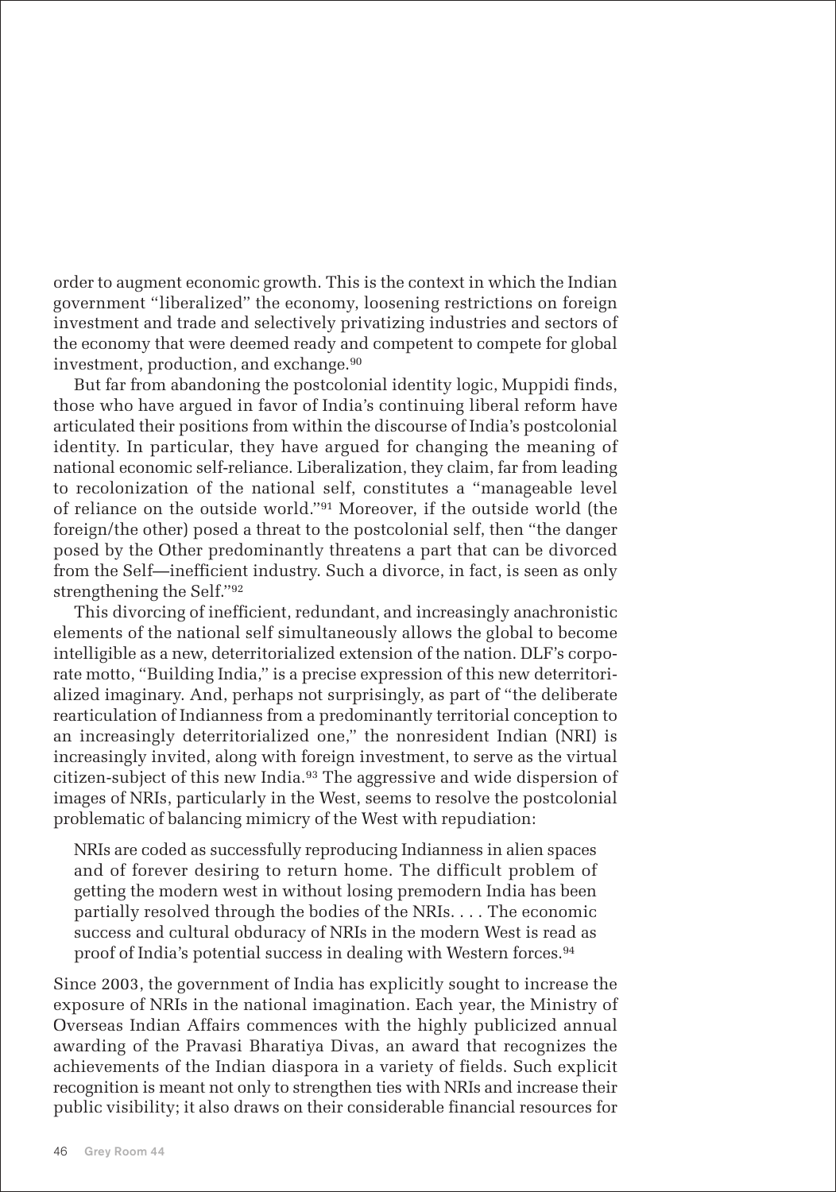order to augment economic growth. This is the context in which the Indian government "liberalized" the economy, loosening restrictions on foreign investment and trade and selectively privatizing industries and sectors of the economy that were deemed ready and competent to compete for global investment, production, and exchange.[90]

But far from abandoning the postcolonial identity logic, Muppidi finds, those who have argued in favor of India's continuing liberal reform have articulated their positions from within the discourse of India's postcolonial identity. In particular, they have argued for changing the meaning of national economic self-reliance. Liberalization, they claim, far from leading to recolonization of the national self, constitutes a "manageable level of reliance on the outside world."[91] Moreover, if the outside world (the foreign/the other) posed a threat to the postcolonial self, then "the danger posed by the Other predominantly threatens a part that can be divorced from the Self—inefficient industry. Such a divorce, in fact, is seen as only strengthening the Self."[92]

This divorcing of inefficient, redundant, and increasingly anachronistic elements of the national self simultaneously allows the global to become intelligible as a new, deterritorialized extension of the nation. DLF's corporate motto, "Building India," is a precise expression of this new deterritorialized imaginary. And, perhaps not surprisingly, as part of "the deliberate rearticulation of Indianness from a predominantly territorial conception to an increasingly deterritorialized one," the nonresident Indian (NRI) is increasingly invited, along with foreign investment, to serve as the virtual citizen-subject of this new India.[93] The aggressive and wide dispersion of images of NRIs, particularly in the West, seems to resolve the postcolonial problematic of balancing mimicry of the West with repudiation:

> NRIs are coded as successfully reproducing Indianness in alien spaces and of forever desiring to return home. The difficult problem of getting the modern west in without losing premodern India has been partially resolved through the bodies of the NRIs. . . . The economic success and cultural obduracy of NRIs in the modern West is read as proof of India's potential success in dealing with Western forces.[94]

Since 2003, the government of India has explicitly sought to increase the exposure of NRIs in the national imagination. Each year, the Ministry of Overseas Indian Affairs commences with the highly publicized annual awarding of the Pravasi Bharatiya Divas, an award that recognizes the achievements of the Indian diaspora in a variety of fields. Such explicit recognition is meant not only to strengthen ties with NRIs and increase their public visibility; it also draws on their considerable financial resources for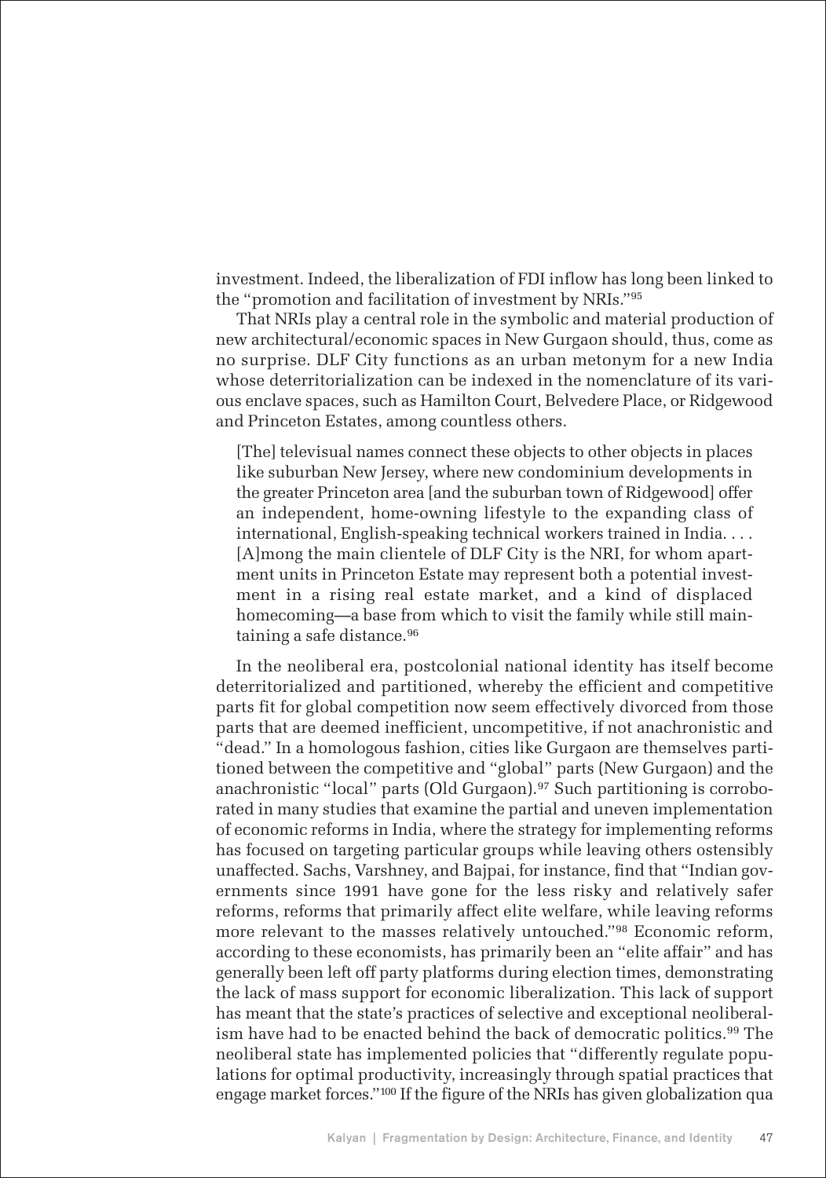investment. Indeed, the liberalization of FDI inflow has long been linked to the "promotion and facilitation of investment by NRIs."[95]

That NRIs play a central role in the symbolic and material production of new architectural/economic spaces in New Gurgaon should, thus, come as no surprise. DLF City functions as an urban metonym for a new India whose deterritorialization can be indexed in the nomenclature of its various enclave spaces, such as Hamilton Court, Belvedere Place, or Ridgewood and Princeton Estates, among countless others.

> [The] televisual names connect these objects to other objects in places like suburban New Jersey, where new condominium developments in the greater Princeton area [and the suburban town of Ridgewood] offer an independent, home-owning lifestyle to the expanding class of international, English-speaking technical workers trained in India. . . . [A]mong the main clientele of DLF City is the NRI, for whom apartment units in Princeton Estate may represent both a potential investment in a rising real estate market, and a kind of displaced homecoming—a base from which to visit the family while still maintaining a safe distance.[96]

In the neoliberal era, postcolonial national identity has itself become deterritorialized and partitioned, whereby the efficient and competitive parts fit for global competition now seem effectively divorced from those parts that are deemed inefficient, uncompetitive, if not anachronistic and "dead." In a homologous fashion, cities like Gurgaon are themselves partitioned between the competitive and "global" parts (New Gurgaon) and the anachronistic "local" parts (Old Gurgaon).[97] Such partitioning is corroborated in many studies that examine the partial and uneven implementation of economic reforms in India, where the strategy for implementing reforms has focused on targeting particular groups while leaving others ostensibly unaffected. Sachs, Varshney, and Bajpai, for instance, find that "Indian governments since 1991 have gone for the less risky and relatively safer reforms, reforms that primarily affect elite welfare, while leaving reforms more relevant to the masses relatively untouched."[98] Economic reform, according to these economists, has primarily been an "elite affair" and has generally been left off party platforms during election times, demonstrating the lack of mass support for economic liberalization. This lack of support has meant that the state's practices of selective and exceptional neoliberalism have had to be enacted behind the back of democratic politics.[99] The neoliberal state has implemented policies that "differently regulate populations for optimal productivity, increasingly through spatial practices that engage market forces."[100] If the figure of the NRIs has given globalization qua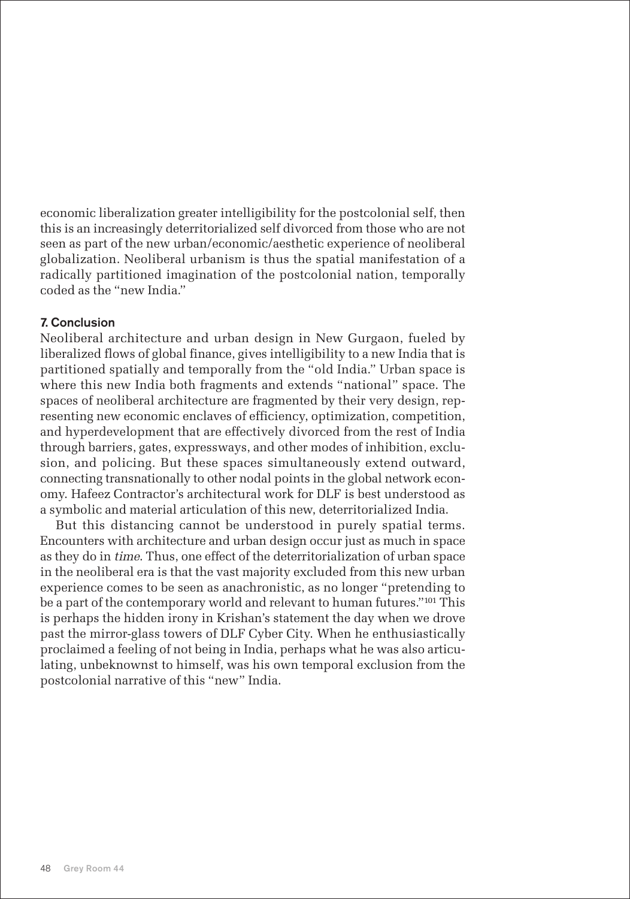economic liberalization greater intelligibility for the postcolonial self, then this is an increasingly deterritorialized self divorced from those who are not seen as part of the new urban/economic/aesthetic experience of neoliberal globalization. Neoliberal urbanism is thus the spatial manifestation of a radically partitioned imagination of the postcolonial nation, temporally coded as the "new India."

## 7. Conclusion

Neoliberal architecture and urban design in New Gurgaon, fueled by liberalized flows of global finance, gives intelligibility to a new India that is partitioned spatially and temporally from the "old India." Urban space is where this new India both fragments and extends "national" space. The spaces of neoliberal architecture are fragmented by their very design, representing new economic enclaves of efficiency, optimization, competition, and hyperdevelopment that are effectively divorced from the rest of India through barriers, gates, expressways, and other modes of inhibition, exclusion, and policing. But these spaces simultaneously extend outward, connecting transnationally to other nodal points in the global network economy. Hafeez Contractor's architectural work for DLF is best understood as a symbolic and material articulation of this new, deterritorialized India.

But this distancing cannot be understood in purely spatial terms. Encounters with architecture and urban design occur just as much in space as they do in *time*. Thus, one effect of the deterritorialization of urban space in the neoliberal era is that the vast majority excluded from this new urban experience comes to be seen as anachronistic, as no longer "pretending to be a part of the contemporary world and relevant to human futures."[101] This is perhaps the hidden irony in Krishan's statement the day when we drove past the mirror-glass towers of DLF Cyber City. When he enthusiastically proclaimed a feeling of not being in India, perhaps what he was also articulating, unbeknownst to himself, was his own temporal exclusion from the postcolonial narrative of this "new" India.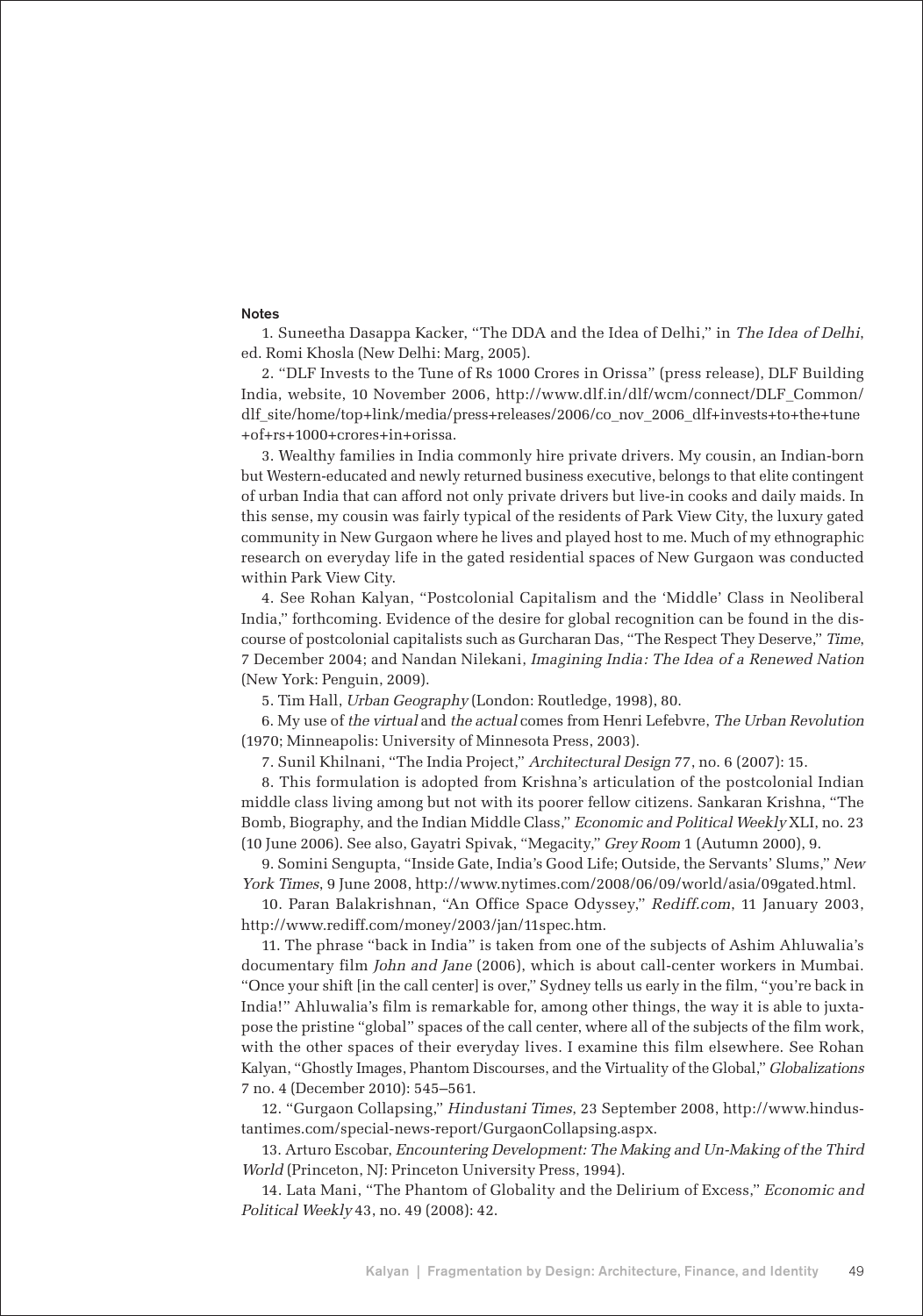#### Notes

1. Suneetha Dasappa Kacker, "The DDA and the Idea of Delhi," in *The Idea of Delhi*, ed. Romi Khosla (New Delhi: Marg, 2005).

2. "DLF Invests to the Tune of Rs 1000 Crores in Orissa" (press release), DLF Building India, website, 10 November 2006, http://www.dlf.in/dlf/wcm/connect/DLF_Common/dlf_site/home/top+link/media/press+releases/2006/co_nov_2006_dlf+invests+to+the+tune+of+rs+1000+crores+in+orissa.

3. Wealthy families in India commonly hire private drivers. My cousin, an Indian-born but Western-educated and newly returned business executive, belongs to that elite contingent of urban India that can afford not only private drivers but live-in cooks and daily maids. In this sense, my cousin was fairly typical of the residents of Park View City, the luxury gated community in New Gurgaon where he lives and played host to me. Much of my ethnographic research on everyday life in the gated residential spaces of New Gurgaon was conducted within Park View City.

4. See Rohan Kalyan, "Postcolonial Capitalism and the 'Middle' Class in Neoliberal India," forthcoming. Evidence of the desire for global recognition can be found in the discourse of postcolonial capitalists such as Gurcharan Das, "The Respect They Deserve," *Time*, 7 December 2004; and Nandan Nilekani, *Imagining India: The Idea of a Renewed Nation* (New York: Penguin, 2009).

5. Tim Hall, *Urban Geography* (London: Routledge, 1998), 80.

6. My use of *the virtual* and *the actual* comes from Henri Lefebvre, *The Urban Revolution* (1970; Minneapolis: University of Minnesota Press, 2003).

7. Sunil Khilnani, "The India Project," *Architectural Design* 77, no. 6 (2007): 15.

8. This formulation is adopted from Krishna's articulation of the postcolonial Indian middle class living among but not with its poorer fellow citizens. Sankaran Krishna, "The Bomb, Biography, and the Indian Middle Class," *Economic and Political Weekly* XLI, no. 23 (10 June 2006). See also, Gayatri Spivak, "Megacity," *Grey Room* 1 (Autumn 2000), 9.

9. Somini Sengupta, "Inside Gate, India's Good Life; Outside, the Servants' Slums," *New York Times*, 9 June 2008, http://www.nytimes.com/2008/06/09/world/asia/09gated.html.

10. Paran Balakrishnan, "An Office Space Odyssey," *Rediff.com*, 11 January 2003, http://www.rediff.com/money/2003/jan/11spec.htm.

11. The phrase "back in India" is taken from one of the subjects of Ashim Ahluwalia's documentary film *John and Jane* (2006), which is about call-center workers in Mumbai. "Once your shift [in the call center] is over," Sydney tells us early in the film, "you're back in India!" Ahluwalia's film is remarkable for, among other things, the way it is able to juxtapose the pristine "global" spaces of the call center, where all of the subjects of the film work, with the other spaces of their everyday lives. I examine this film elsewhere. See Rohan Kalyan, "Ghostly Images, Phantom Discourses, and the Virtuality of the Global," *Globalizations* 7 no. 4 (December 2010): 545–561.

12. "Gurgaon Collapsing," *Hindustani Times*, 23 September 2008, http://www.hindustantimes.com/special-news-report/GurgaonCollapsing.aspx.

13. Arturo Escobar, *Encountering Development: The Making and Un-Making of the Third World* (Princeton, NJ: Princeton University Press, 1994).

14. Lata Mani, "The Phantom of Globality and the Delirium of Excess," *Economic and Political Weekly* 43, no. 49 (2008): 42.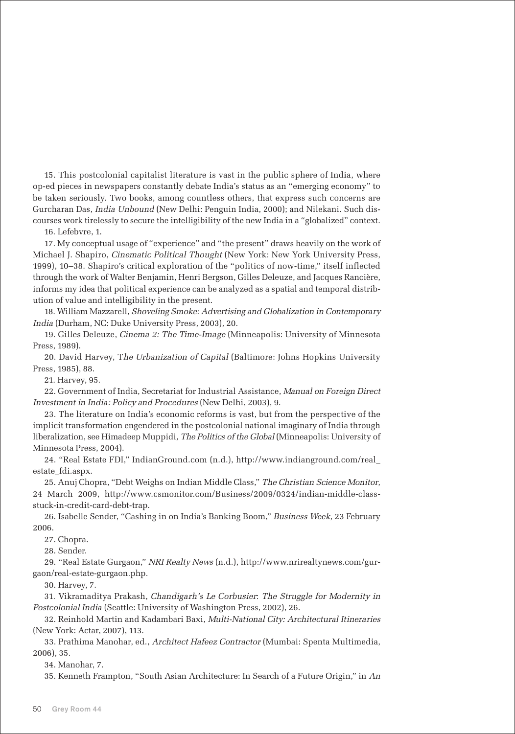15. This postcolonial capitalist literature is vast in the public sphere of India, where op-ed pieces in newspapers constantly debate India's status as an "emerging economy" to be taken seriously. Two books, among countless others, that express such concerns are Gurcharan Das, *India Unbound* (New Delhi: Penguin India, 2000); and Nilekani. Such discourses work tirelessly to secure the intelligibility of the new India in a "globalized" context.

16. Lefebvre, 1.

17. My conceptual usage of "experience" and "the present" draws heavily on the work of Michael J. Shapiro, *Cinematic Political Thought* (New York: New York University Press, 1999), 10–38. Shapiro's critical exploration of the "politics of now-time," itself inflected through the work of Walter Benjamin, Henri Bergson, Gilles Deleuze, and Jacques Rancière, informs my idea that political experience can be analyzed as a spatial and temporal distribution of value and intelligibility in the present.

18. William Mazzarell, *Shoveling Smoke: Advertising and Globalization in Contemporary India* (Durham, NC: Duke University Press, 2003), 20.

19. Gilles Deleuze, *Cinema 2: The Time-Image* (Minneapolis: University of Minnesota Press, 1989).

20. David Harvey, T*he Urbanization of Capital* (Baltimore: Johns Hopkins University Press, 1985), 88.

21. Harvey, 95.

22. Government of India, Secretariat for Industrial Assistance, *Manual on Foreign Direct Investment in India: Policy and Procedures* (New Delhi, 2003), 9.

23. The literature on India's economic reforms is vast, but from the perspective of the implicit transformation engendered in the postcolonial national imaginary of India through liberalization, see Himadeep Muppidi*, The Politics of the Global* (Minneapolis: University of Minnesota Press, 2004).

24. "Real Estate FDI," IndianGround.com (n.d.), http://www.indianground.com/real_estate_fdi.aspx.

25. Anuj Chopra, "Debt Weighs on Indian Middle Class," *The Christian Science Monitor*, 24 March 2009, http://www.csmonitor.com/Business/2009/0324/indian-middle-class-stuck-in-credit-card-debt-trap.

26. Isabelle Sender, "Cashing in on India's Banking Boom," *Business Week*, 23 February 2006.

27. Chopra.

28. Sender.

29. "Real Estate Gurgaon," *NRI Realty News* (n.d.), http://www.nrirealtynews.com/gurgaon/real-estate-gurgaon.php.

30. Harvey, 7.

31. Vikramaditya Prakash, *Chandigarh's Le Corbusier*: *The Struggle for Modernity in Postcolonial India* (Seattle: University of Washington Press, 2002), 26.

32. Reinhold Martin and Kadambari Baxi, *Multi-National City: Architectural Itineraries* (New York: Actar, 2007), 113.

33. Prathima Manohar, ed., *Architect Hafeez Contractor* (Mumbai: Spenta Multimedia, 2006), 35.

34. Manohar, 7.

35. Kenneth Frampton, "South Asian Architecture: In Search of a Future Origin," in *An*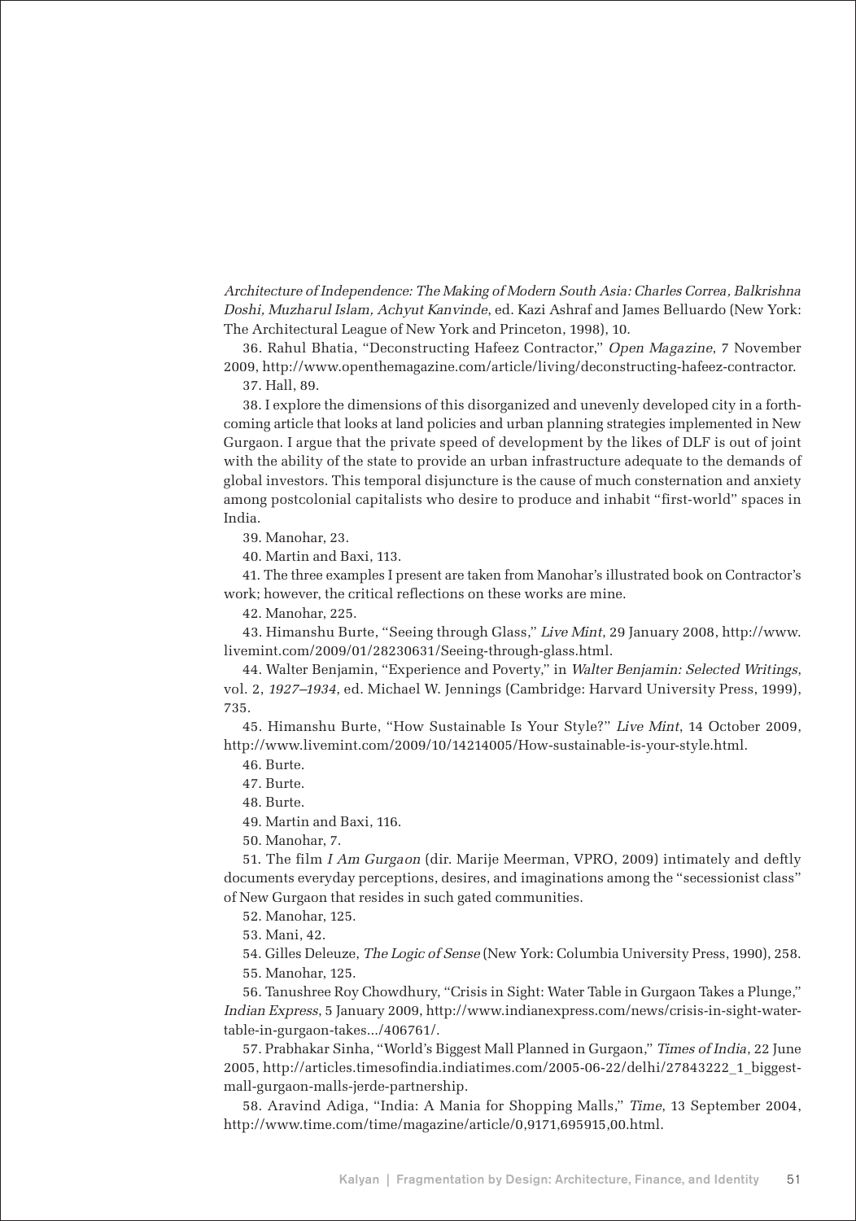*Architecture of Independence: The Making of Modern South Asia: Charles Correa, Balkrishna Doshi, Muzharul Islam, Achyut Kanvinde*, ed. Kazi Ashraf and James Belluardo (New York: The Architectural League of New York and Princeton, 1998), 10.

36. Rahul Bhatia, "Deconstructing Hafeez Contractor," *Open Magazine*, 7 November 2009, http://www.openthemagazine.com/article/living/deconstructing-hafeez-contractor.

37. Hall, 89.

38. I explore the dimensions of this disorganized and unevenly developed city in a forthcoming article that looks at land policies and urban planning strategies implemented in New Gurgaon. I argue that the private speed of development by the likes of DLF is out of joint with the ability of the state to provide an urban infrastructure adequate to the demands of global investors. This temporal disjuncture is the cause of much consternation and anxiety among postcolonial capitalists who desire to produce and inhabit "first-world" spaces in India.

39. Manohar, 23.

40. Martin and Baxi, 113.

41. The three examples I present are taken from Manohar's illustrated book on Contractor's work; however, the critical reflections on these works are mine.

42. Manohar, 225.

43. Himanshu Burte, "Seeing through Glass," *Live Mint*, 29 January 2008, http://www.livemint.com/2009/01/28230631/Seeing-through-glass.html.

44. Walter Benjamin, "Experience and Poverty," in *Walter Benjamin: Selected Writings*, vol. 2, *1927–1934*, ed. Michael W. Jennings (Cambridge: Harvard University Press, 1999), 735.

45. Himanshu Burte, "How Sustainable Is Your Style?" *Live Mint*, 14 October 2009, http://www.livemint.com/2009/10/14214005/How-sustainable-is-your-style.html.

46. Burte.

47. Burte.

48. Burte.

49. Martin and Baxi, 116.

50. Manohar, 7.

51. The film *I Am Gurgaon* (dir. Marije Meerman, VPRO, 2009) intimately and deftly documents everyday perceptions, desires, and imaginations among the "secessionist class" of New Gurgaon that resides in such gated communities.

52. Manohar, 125.

53. Mani, 42.

54. Gilles Deleuze, *The Logic of Sense* (New York: Columbia University Press, 1990), 258.

55. Manohar, 125.

56. Tanushree Roy Chowdhury, "Crisis in Sight: Water Table in Gurgaon Takes a Plunge," *Indian Express*, 5 January 2009, http://www.indianexpress.com/news/crisis-in-sight-water-table-in-gurgaon-takes.../406761/.

57. Prabhakar Sinha, "World's Biggest Mall Planned in Gurgaon," *Times of India*, 22 June 2005, http://articles.timesofindia.indiatimes.com/2005-06-22/delhi/27843222_1_biggest-mall-gurgaon-malls-jerde-partnership.

58. Aravind Adiga, "India: A Mania for Shopping Malls," *Time*, 13 September 2004, http://www.time.com/time/magazine/article/0,9171,695915,00.html.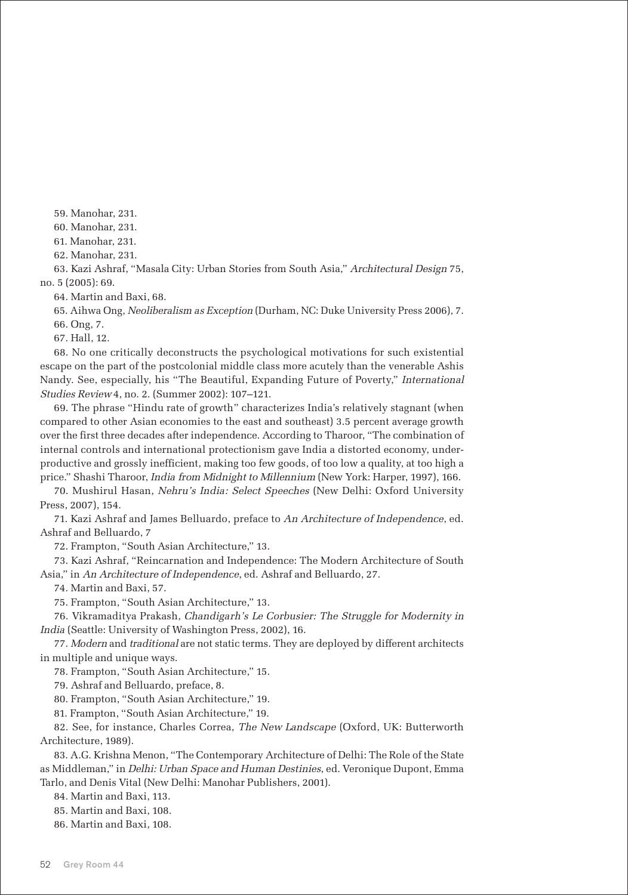59. Manohar, 231.

60. Manohar, 231.

61. Manohar, 231.

62. Manohar, 231.

63. Kazi Ashraf, "Masala City: Urban Stories from South Asia," *Architectural Design* 75, no. 5 (2005): 69.

64. Martin and Baxi, 68.

65. Aihwa Ong, *Neoliberalism as Exception* (Durham, NC: Duke University Press 2006), 7.

66. Ong, 7.

67. Hall, 12.

68. No one critically deconstructs the psychological motivations for such existential escape on the part of the postcolonial middle class more acutely than the venerable Ashis Nandy. See, especially, his "The Beautiful, Expanding Future of Poverty," *International Studies Review* 4, no. 2. (Summer 2002): 107–121.

69. The phrase "Hindu rate of growth" characterizes India's relatively stagnant (when compared to other Asian economies to the east and southeast) 3.5 percent average growth over the first three decades after independence. According to Tharoor, "The combination of internal controls and international protectionism gave India a distorted economy, underproductive and grossly inefficient, making too few goods, of too low a quality, at too high a price." Shashi Tharoor, *India from Midnight to Millennium* (New York: Harper, 1997), 166.

70. Mushirul Hasan, *Nehru's India: Select Speeches* (New Delhi: Oxford University Press, 2007), 154.

71. Kazi Ashraf and James Belluardo, preface to *An Architecture of Independence*, ed. Ashraf and Belluardo, 7

72. Frampton, "South Asian Architecture," 13.

73. Kazi Ashraf, "Reincarnation and Independence: The Modern Architecture of South Asia," in *An Architecture of Independence*, ed. Ashraf and Belluardo, 27.

74. Martin and Baxi, 57.

75. Frampton, "South Asian Architecture," 13.

76. Vikramaditya Prakash, *Chandigarh's Le Corbusier: The Struggle for Modernity in India* (Seattle: University of Washington Press, 2002), 16.

77. *Modern* and *traditional* are not static terms. They are deployed by different architects in multiple and unique ways.

78. Frampton, "South Asian Architecture," 15.

79. Ashraf and Belluardo, preface, 8.

80. Frampton, "South Asian Architecture," 19.

81. Frampton, "South Asian Architecture," 19.

82. See, for instance, Charles Correa, *The New Landscape* (Oxford, UK: Butterworth Architecture, 1989).

83. A.G. Krishna Menon, "The Contemporary Architecture of Delhi: The Role of the State as Middleman," in *Delhi: Urban Space and Human Destinies*, ed. Veronique Dupont, Emma Tarlo, and Denis Vital (New Delhi: Manohar Publishers, 2001).

84. Martin and Baxi, 113.

85. Martin and Baxi, 108.

86. Martin and Baxi, 108.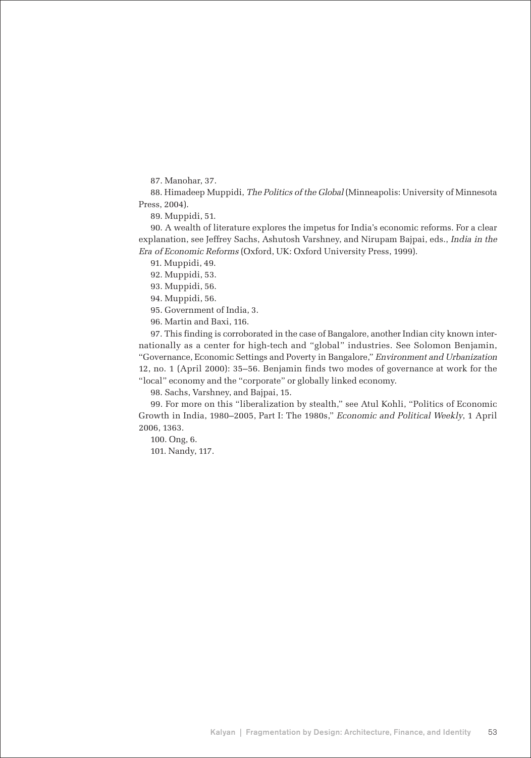87. Manohar, 37.

88. Himadeep Muppidi, *The Politics of the Global* (Minneapolis: University of Minnesota Press, 2004).

89. Muppidi, 51.

90. A wealth of literature explores the impetus for India's economic reforms. For a clear explanation, see Jeffrey Sachs, Ashutosh Varshney, and Nirupam Bajpai, eds., *India in the Era of Economic Reforms* (Oxford, UK: Oxford University Press, 1999).

91. Muppidi, 49.

92. Muppidi, 53.

93. Muppidi, 56.

94. Muppidi, 56.

95. Government of India, 3.

96. Martin and Baxi, 116.

97. This finding is corroborated in the case of Bangalore, another Indian city known internationally as a center for high-tech and "global" industries. See Solomon Benjamin, "Governance, Economic Settings and Poverty in Bangalore," *Environment and Urbanization* 12, no. 1 (April 2000): 35–56. Benjamin finds two modes of governance at work for the "local" economy and the "corporate" or globally linked economy.

98. Sachs, Varshney, and Bajpai, 15.

99. For more on this "liberalization by stealth," see Atul Kohli, "Politics of Economic Growth in India, 1980–2005, Part I: The 1980s," *Economic and Political Weekly*, 1 April 2006, 1363.

100. Ong, 6.

101. Nandy, 117.